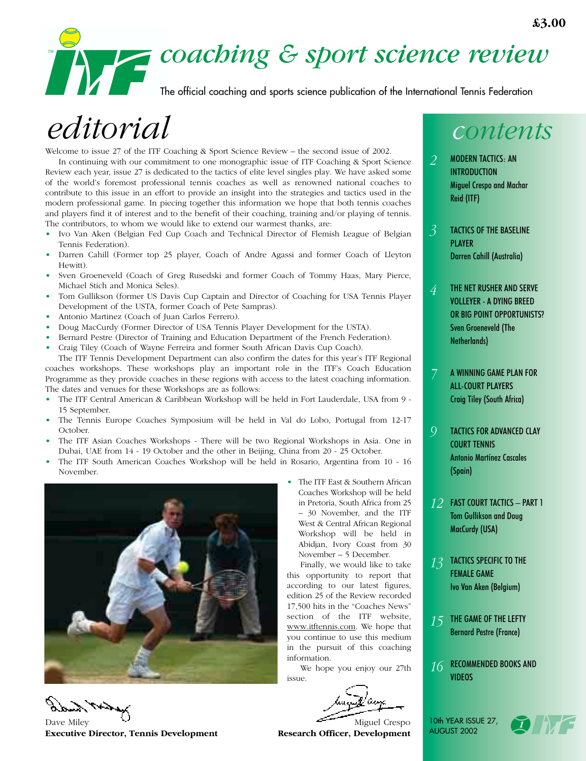£3.00

# coaching & sport science review

The official coaching and sports science publication of the International Tennis Federation

# editorial

Welcome to issue 27 of the ITF Coaching & Sport Science Review – the second issue of 2002.

In continuing with our commitment to one monographic issue of ITF Coaching & Sport Science Review each year, issue 27 is dedicated to the tactics of elite level singles play. We have asked some of the world's foremost professional tennis coaches as well as renowned national coaches to contribute to this issue in an effort to provide an insight into the strategies and tactics used in the modern professional game. In piecing together this information we hope that both tennis coaches and players find it of interest and to the benefit of their coaching, training and/or playing of tennis. The contributors, to whom we would like to extend our warmest thanks, are:

- Ivo Van Aken (Belgian Fed Cup Coach and Technical Director of Flemish League of Belgian Tennis Federation).
- Darren Cahill (Former top 25 player, Coach of Andre Agassi and former Coach of Lleyton Hewitt).
- Sven Groeneveld (Coach of Greg Rusedski and former Coach of Tommy Haas, Mary Pierce, Michael Stich and Monica Seles).
- Tom Gullikson (former US Davis Cup Captain and Director of Coaching for USA Tennis Player Development of the USTA, former Coach of Pete Sampras).
- Antonio Martinez (Coach of Juan Carlos Ferrero).
- Doug MacCurdy (Former Director of USA Tennis Player Development for the USTA).
- Bernard Pestre (Director of Training and Education Department of the French Federation).
- Craig Tiley (Coach of Wayne Ferreira and former South African Davis Cup Coach).

The ITF Tennis Development Department can also confirm the dates for this year's ITF Regional coaches workshops. These workshops play an important role in the ITF's Coach Education Programme as they provide coaches in these regions with access to the latest coaching information. The dates and venues for these Workshops are as follows:

- The ITF Central American & Caribbean Workshop will be held in Fort Lauderdale, USA from 9 - 15 September.
- The Tennis Europe Coaches Symposium will be held in Val do Lobo, Portugal from 12-17 October.
- The ITF Asian Coaches Workshops - There will be two Regional Workshops in Asia. One in Dubai, UAE from 14 - 19 October and the other in Beijing, China from 20 - 25 October.
- The ITF South American Coaches Workshop will be held in Rosario, Argentina from 10 - 16 November.
- The ITF East & Southern African Coaches Workshop will be held in Pretoria, South Africa from 25 – 30 November, and the ITF West & Central African Regional Workshop will be held in Abidjan, Ivory Coast from 30 November – 5 December.

Finally, we would like to take this opportunity to report that according to our latest figures, edition 25 of the Review recorded 17,500 hits in the "Coaches News" section of the ITF website, www.itftennis.com. We hope that you continue to use this medium in the pursuit of this coaching information.

We hope you enjoy our 27th issue.

Dave Miley
**Executive Director, Tennis Development**

Miguel Crespo
**Research Officer, Development**

## contents

- *2* MODERN TACTICS: AN INTRODUCTION — Miguel Crespo and Machar Reid (ITF)
- *3* TACTICS OF THE BASELINE PLAYER — Darren Cahill (Australia)
- *4* THE NET RUSHER AND SERVE VOLLEYER - A DYING BREED OR BIG POINT OPPORTUNISTS? — Sven Groeneveld (The Netherlands)
- *7* A WINNING GAME PLAN FOR ALL-COURT PLAYERS — Craig Tiley (South Africa)
- *9* TACTICS FOR ADVANCED CLAY COURT TENNIS — Antonio Martínez Cascales (Spain)
- *12* FAST COURT TACTICS – PART 1 — Tom Gullikson and Doug MacCurdy (USA)
- *13* TACTICS SPECIFIC TO THE FEMALE GAME — Ivo Van Aken (Belgium)
- *15* THE GAME OF THE LEFTY — Bernard Pestre (France)
- *16* RECOMMENDED BOOKS AND VIDEOS

10th YEAR ISSUE 27, AUGUST 2002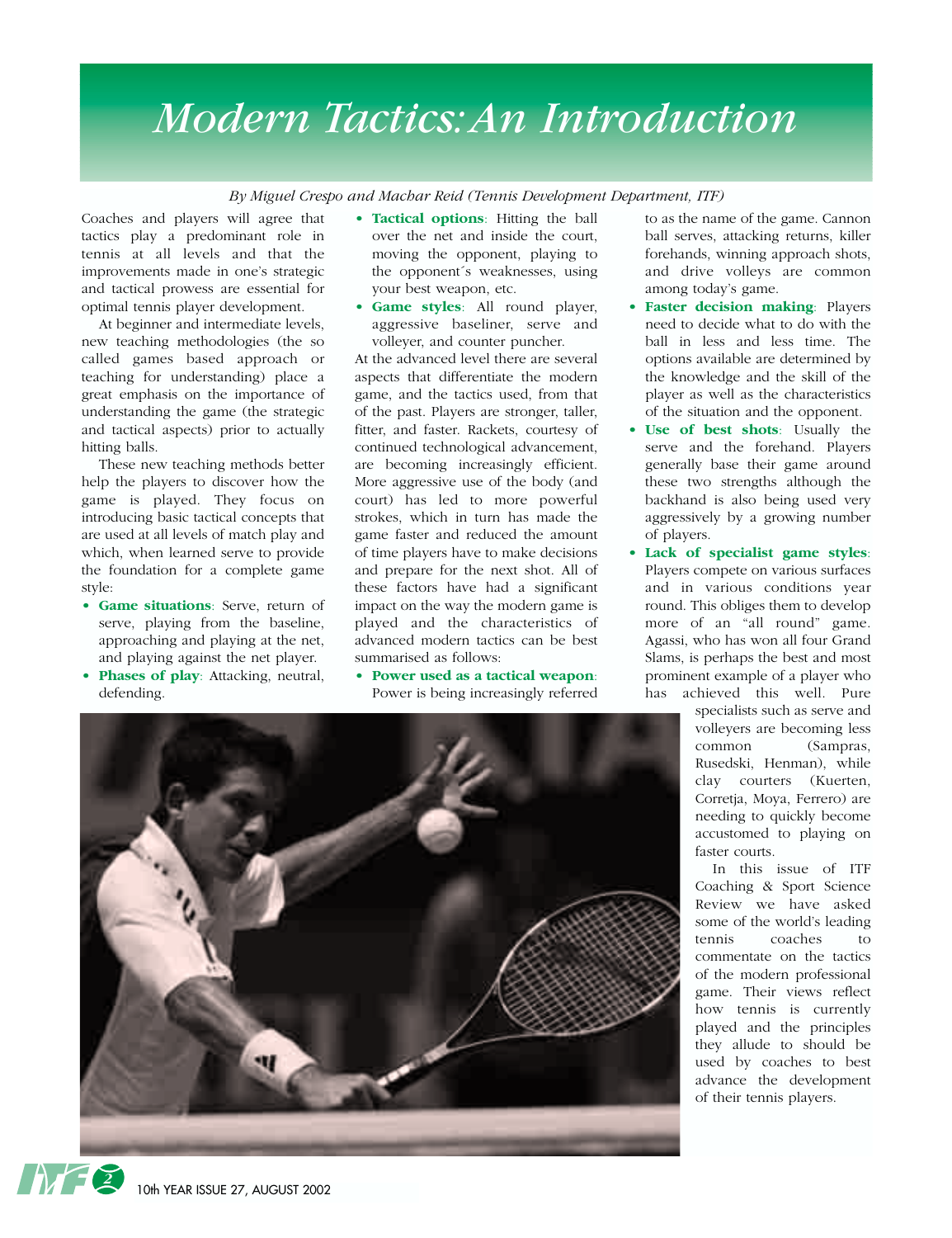# Modern Tactics: An Introduction

*By Miguel Crespo and Machar Reid (Tennis Development Department, ITF)*

Coaches and players will agree that tactics play a predominant role in tennis at all levels and that the improvements made in one's strategic and tactical prowess are essential for optimal tennis player development.

At beginner and intermediate levels, new teaching methodologies (the so called games based approach or teaching for understanding) place a great emphasis on the importance of understanding the game (the strategic and tactical aspects) prior to actually hitting balls.

These new teaching methods better help the players to discover how the game is played. They focus on introducing basic tactical concepts that are used at all levels of match play and which, when learned serve to provide the foundation for a complete game style:

- **Game situations**: Serve, return of serve, playing from the baseline, approaching and playing at the net, and playing against the net player.
- **Phases of play**: Attacking, neutral, defending.
- **Tactical options**: Hitting the ball over the net and inside the court, moving the opponent, playing to the opponent´s weaknesses, using your best weapon, etc.
- **Game styles**: All round player, aggressive baseliner, serve and volleyer, and counter puncher.

At the advanced level there are several aspects that differentiate the modern game, and the tactics used, from that of the past. Players are stronger, taller, fitter, and faster. Rackets, courtesy of continued technological advancement, are becoming increasingly efficient. More aggressive use of the body (and court) has led to more powerful strokes, which in turn has made the game faster and reduced the amount of time players have to make decisions and prepare for the next shot. All of these factors have had a significant impact on the way the modern game is played and the characteristics of advanced modern tactics can be best summarised as follows:

- **Power used as a tactical weapon**: Power is being increasingly referred to as the name of the game. Cannon ball serves, attacking returns, killer forehands, winning approach shots, and drive volleys are common among today's game.
- **Faster decision making**: Players need to decide what to do with the ball in less and less time. The options available are determined by the knowledge and the skill of the player as well as the characteristics of the situation and the opponent.
- **Use of best shots**: Usually the serve and the forehand. Players generally base their game around these two strengths although the backhand is also being used very aggressively by a growing number of players.
- **Lack of specialist game styles**: Players compete on various surfaces and in various conditions year round. This obliges them to develop more of an "all round" game. Agassi, who has won all four Grand Slams, is perhaps the best and most prominent example of a player who has achieved this well. Pure specialists such as serve and volleyers are becoming less common (Sampras, Rusedski, Henman), while clay courters (Kuerten, Corretja, Moya, Ferrero) are needing to quickly become accustomed to playing on faster courts.

In this issue of ITF Coaching & Sport Science Review we have asked some of the world's leading tennis coaches to commentate on the tactics of the modern professional game. Their views reflect how tennis is currently played and the principles they allude to should be used by coaches to best advance the development of their tennis players.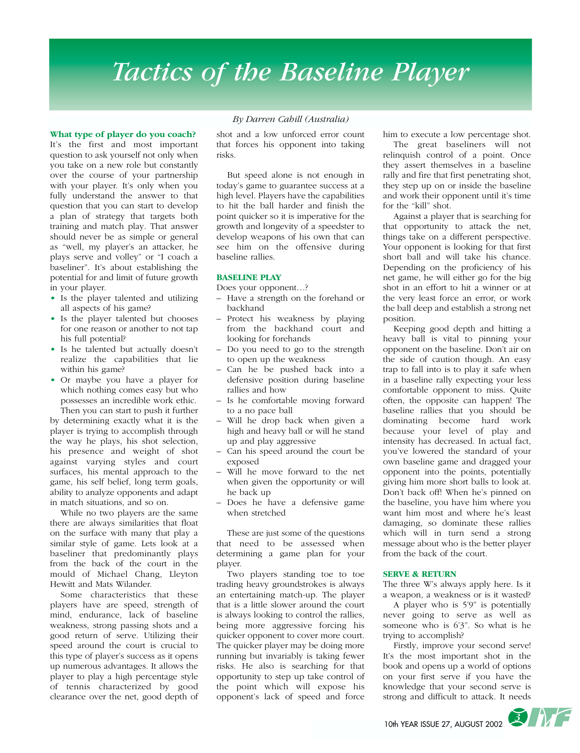# Tactics of the Baseline Player

*By Darren Cahill (Australia)*

**What type of player do you coach?**

It's the first and most important question to ask yourself not only when you take on a new role but constantly over the course of your partnership with your player. It's only when you fully understand the answer to that question that you can start to develop a plan of strategy that targets both training and match play. That answer should never be as simple or general as "well, my player's an attacker, he plays serve and volley" or "I coach a baseliner". It's about establishing the potential for and limit of future growth in your player.

- Is the player talented and utilizing all aspects of his game?
- Is the player talented but chooses for one reason or another to not tap his full potential?
- Is he talented but actually doesn't realize the capabilities that lie within his game?
- Or maybe you have a player for which nothing comes easy but who possesses an incredible work ethic.

Then you can start to push it further by determining exactly what it is the player is trying to accomplish through the way he plays, his shot selection, his presence and weight of shot against varying styles and court surfaces, his mental approach to the game, his self belief, long term goals, ability to analyze opponents and adapt in match situations, and so on.

While no two players are the same there are always similarities that float on the surface with many that play a similar style of game. Lets look at a baseliner that predominantly plays from the back of the court in the mould of Michael Chang, Lleyton Hewitt and Mats Wilander.

Some characteristics that these players have are speed, strength of mind, endurance, lack of baseline weakness, strong passing shots and a good return of serve. Utilizing their speed around the court is crucial to this type of player's success as it opens up numerous advantages. It allows the player to play a high percentage style of tennis characterized by good clearance over the net, good depth of shot and a low unforced error count that forces his opponent into taking risks.

But speed alone is not enough in today's game to guarantee success at a high level. Players have the capabilities to hit the ball harder and finish the point quicker so it is imperative for the growth and longevity of a speedster to develop weapons of his own that can see him on the offensive during baseline rallies.

**BASELINE PLAY**

Does your opponent...?

- Have a strength on the forehand or backhand
- Protect his weakness by playing from the backhand court and looking for forehands
- Do you need to go to the strength to open up the weakness
- Can he be pushed back into a defensive position during baseline rallies and how
- Is he comfortable moving forward to a no pace ball
- Will he drop back when given a high and heavy ball or will he stand up and play aggressive
- Can his speed around the court be exposed
- Will he move forward to the net when given the opportunity or will he back up
- Does he have a defensive game when stretched

These are just some of the questions that need to be assessed when determining a game plan for your player.

Two players standing toe to toe trading heavy groundstrokes is always an entertaining match-up. The player that is a little slower around the court is always looking to control the rallies, being more aggressive forcing his quicker opponent to cover more court. The quicker player may be doing more running but invariably is taking fewer risks. He also is searching for that opportunity to step up take control of the point which will expose his opponent's lack of speed and force him to execute a low percentage shot.

The great baseliners will not relinquish control of a point. Once they assert themselves in a baseline rally and fire that first penetrating shot, they step up on or inside the baseline and work their opponent until it's time for the "kill" shot.

Against a player that is searching for that opportunity to attack the net, things take on a different perspective. Your opponent is looking for that first short ball and will take his chance. Depending on the proficiency of his net game, he will either go for the big shot in an effort to hit a winner or at the very least force an error, or work the ball deep and establish a strong net position.

Keeping good depth and hitting a heavy ball is vital to pinning your opponent on the baseline. Don't air on the side of caution though. An easy trap to fall into is to play it safe when in a baseline rally expecting your less comfortable opponent to miss. Quite often, the opposite can happen! The baseline rallies that you should be dominating become hard work because your level of play and intensity has decreased. In actual fact, you've lowered the standard of your own baseline game and dragged your opponent into the points, potentially giving him more short balls to look at. Don't back off! When he's pinned on the baseline, you have him where you want him most and where he's least damaging, so dominate these rallies which will in turn send a strong message about who is the better player from the back of the court.

**SERVE & RETURN**

The three W's always apply here. Is it a weapon, a weakness or is it wasted?

A player who is 5'9" is potentially never going to serve as well as someone who is 6'3". So what is he trying to accomplish?

Firstly, improve your second serve! It's the most important shot in the book and opens up a world of options on your first serve if you have the knowledge that your second serve is strong and difficult to attack. It needs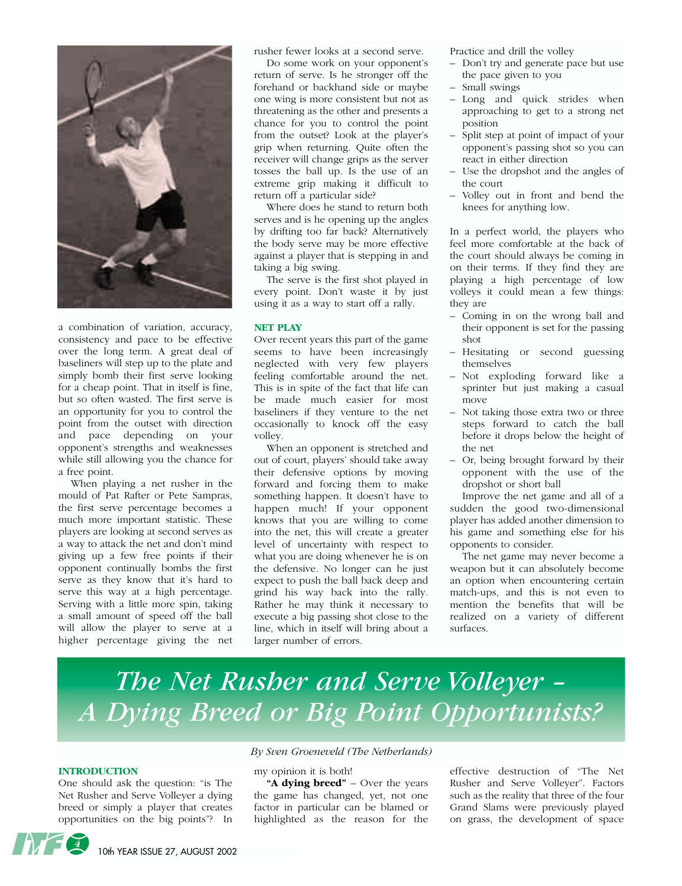a combination of variation, accuracy, consistency and pace to be effective over the long term. A great deal of baseliners will step up to the plate and simply bomb their first serve looking for a cheap point. That in itself is fine, but so often wasted. The first serve is an opportunity for you to control the point from the outset with direction and pace depending on your opponent's strengths and weaknesses while still allowing you the chance for a free point.

When playing a net rusher in the mould of Pat Rafter or Pete Sampras, the first serve percentage becomes a much more important statistic. These players are looking at second serves as a way to attack the net and don't mind giving up a few free points if their opponent continually bombs the first serve as they know that it's hard to serve this way at a high percentage. Serving with a little more spin, taking a small amount of speed off the ball will allow the player to serve at a higher percentage giving the net rusher fewer looks at a second serve.

Do some work on your opponent's return of serve. Is he stronger off the forehand or backhand side or maybe one wing is more consistent but not as threatening as the other and presents a chance for you to control the point from the outset? Look at the player's grip when returning. Quite often the receiver will change grips as the server tosses the ball up. Is the use of an extreme grip making it difficult to return off a particular side?

Where does he stand to return both serves and is he opening up the angles by drifting too far back? Alternatively the body serve may be more effective against a player that is stepping in and taking a big swing.

The serve is the first shot played in every point. Don't waste it by just using it as a way to start off a rally.

**NET PLAY**

Over recent years this part of the game seems to have been increasingly neglected with very few players feeling comfortable around the net. This is in spite of the fact that life can be made much easier for most baseliners if they venture to the net occasionally to knock off the easy volley.

When an opponent is stretched and out of court, players' should take away their defensive options by moving forward and forcing them to make something happen. It doesn't have to happen much! If your opponent knows that you are willing to come into the net, this will create a greater level of uncertainty with respect to what you are doing whenever he is on the defensive. No longer can he just expect to push the ball back deep and grind his way back into the rally. Rather he may think it necessary to execute a big passing shot close to the line, which in itself will bring about a larger number of errors.

Practice and drill the volley

- Don't try and generate pace but use the pace given to you
- Small swings
- Long and quick strides when approaching to get to a strong net position
- Split step at point of impact of your opponent's passing shot so you can react in either direction
- Use the dropshot and the angles of the court
- Volley out in front and bend the knees for anything low.

In a perfect world, the players who feel more comfortable at the back of the court should always be coming in on their terms. If they find they are playing a high percentage of low volleys it could mean a few things: they are

- Coming in on the wrong ball and their opponent is set for the passing shot
- Hesitating or second guessing themselves
- Not exploding forward like a sprinter but just making a casual move
- Not taking those extra two or three steps forward to catch the ball before it drops below the height of the net
- Or, being brought forward by their opponent with the use of the dropshot or short ball

Improve the net game and all of a sudden the good two-dimensional player has added another dimension to his game and something else for his opponents to consider.

The net game may never become a weapon but it can absolutely become an option when encountering certain match-ups, and this is not even to mention the benefits that will be realized on a variety of different surfaces.

# *The Net Rusher and Serve Volleyer – A Dying Breed or Big Point Opportunists?*

*By Sven Groeneveld (The Netherlands)*

**INTRODUCTION**

One should ask the question: "is The Net Rusher and Serve Volleyer a dying breed or simply a player that creates opportunities on the big points"? In my opinion it is both!

**"A dying breed"** – Over the years the game has changed, yet, not one factor in particular can be blamed or highlighted as the reason for the effective destruction of "The Net Rusher and Serve Volleyer". Factors such as the reality that three of the four Grand Slams were previously played on grass, the development of space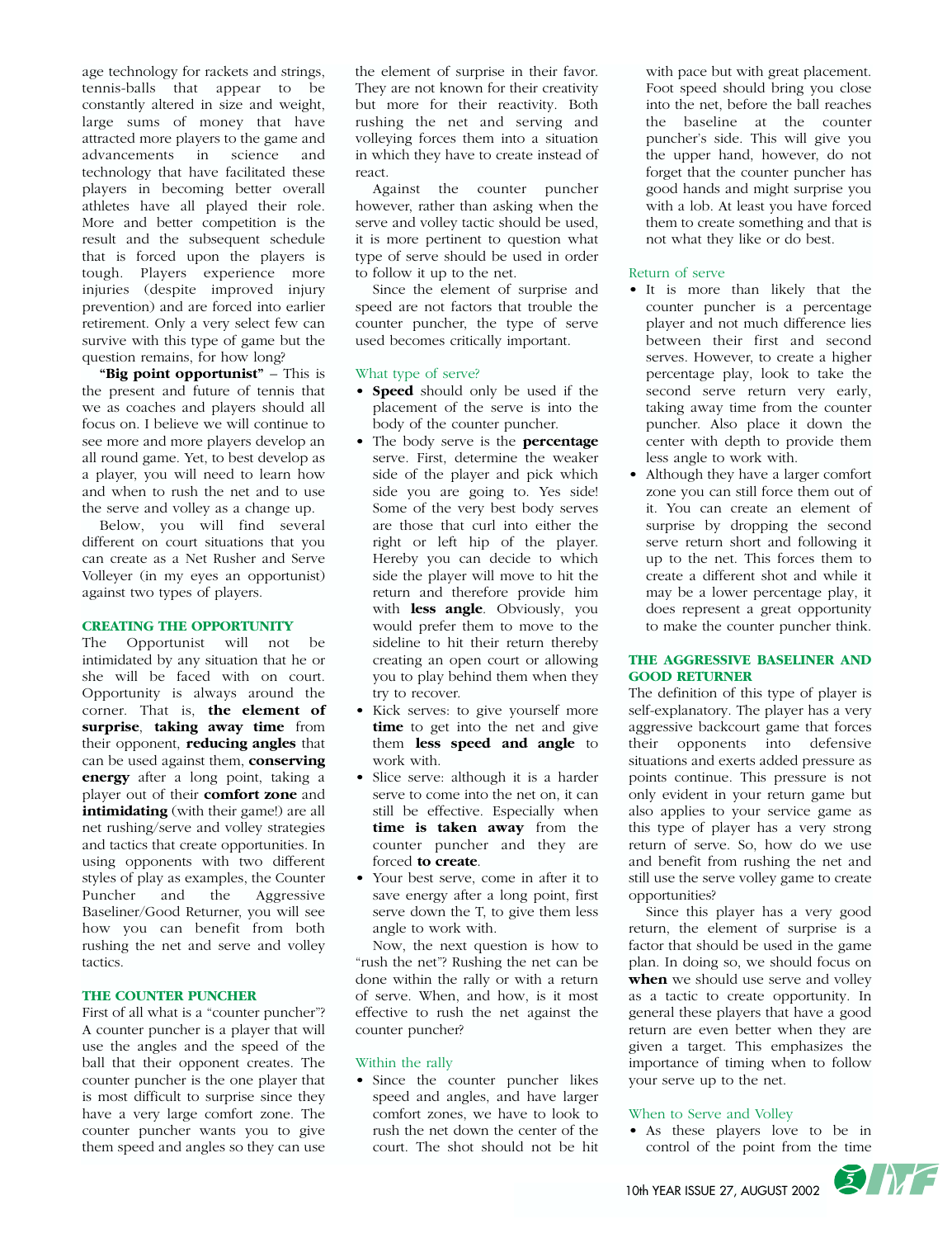age technology for rackets and strings, tennis-balls that appear to be constantly altered in size and weight, large sums of money that have attracted more players to the game and advancements in science and technology that have facilitated these players in becoming better overall athletes have all played their role. More and better competition is the result and the subsequent schedule that is forced upon the players is tough. Players experience more injuries (despite improved injury prevention) and are forced into earlier retirement. Only a very select few can survive with this type of game but the question remains, for how long?

**"Big point opportunist"** – This is the present and future of tennis that we as coaches and players should all focus on. I believe we will continue to see more and more players develop an all round game. Yet, to best develop as a player, you will need to learn how and when to rush the net and to use the serve and volley as a change up.

Below, you will find several different on court situations that you can create as a Net Rusher and Serve Volleyer (in my eyes an opportunist) against two types of players.

## CREATING THE OPPORTUNITY

The Opportunist will not be intimidated by any situation that he or she will be faced with on court. Opportunity is always around the corner. That is, **the element of surprise**, **taking away time** from their opponent, **reducing angles** that can be used against them, **conserving energy** after a long point, taking a player out of their **comfort zone** and **intimidating** (with their game!) are all net rushing/serve and volley strategies and tactics that create opportunities. In using opponents with two different styles of play as examples, the Counter Puncher and the Aggressive Baseliner/Good Returner, you will see how you can benefit from both rushing the net and serve and volley tactics.

## THE COUNTER PUNCHER

First of all what is a "counter puncher"? A counter puncher is a player that will use the angles and the speed of the ball that their opponent creates. The counter puncher is the one player that is most difficult to surprise since they have a very large comfort zone. The counter puncher wants you to give them speed and angles so they can use the element of surprise in their favor. They are not known for their creativity but more for their reactivity. Both rushing the net and serving and volleying forces them into a situation in which they have to create instead of react.

Against the counter puncher however, rather than asking when the serve and volley tactic should be used, it is more pertinent to question what type of serve should be used in order to follow it up to the net.

Since the element of surprise and speed are not factors that trouble the counter puncher, the type of serve used becomes critically important.

### What type of serve?

- **Speed** should only be used if the placement of the serve is into the body of the counter puncher.
- The body serve is the **percentage** serve. First, determine the weaker side of the player and pick which side you are going to. Yes side! Some of the very best body serves are those that curl into either the right or left hip of the player. Hereby you can decide to which side the player will move to hit the return and therefore provide him with **less angle**. Obviously, you would prefer them to move to the sideline to hit their return thereby creating an open court or allowing you to play behind them when they try to recover.
- Kick serves: to give yourself more **time** to get into the net and give them **less speed and angle** to work with.
- Slice serve: although it is a harder serve to come into the net on, it can still be effective. Especially when **time is taken away** from the counter puncher and they are forced **to create**.
- Your best serve, come in after it to save energy after a long point, first serve down the T, to give them less angle to work with.

Now, the next question is how to "rush the net"? Rushing the net can be done within the rally or with a return of serve. When, and how, is it most effective to rush the net against the counter puncher?

### Within the rally

- Since the counter puncher likes speed and angles, and have larger comfort zones, we have to look to rush the net down the center of the court. The shot should not be hit with pace but with great placement. Foot speed should bring you close into the net, before the ball reaches the baseline at the counter puncher's side. This will give you the upper hand, however, do not forget that the counter puncher has good hands and might surprise you with a lob. At least you have forced them to create something and that is not what they like or do best.

### Return of serve

- It is more than likely that the counter puncher is a percentage player and not much difference lies between their first and second serves. However, to create a higher percentage play, look to take the second serve return very early, taking away time from the counter puncher. Also place it down the center with depth to provide them less angle to work with.
- Although they have a larger comfort zone you can still force them out of it. You can create an element of surprise by dropping the second serve return short and following it up to the net. This forces them to create a different shot and while it may be a lower percentage play, it does represent a great opportunity to make the counter puncher think.

## THE AGGRESSIVE BASELINER AND GOOD RETURNER

The definition of this type of player is self-explanatory. The player has a very aggressive backcourt game that forces their opponents into defensive situations and exerts added pressure as points continue. This pressure is not only evident in your return game but also applies to your service game as this type of player has a very strong return of serve. So, how do we use and benefit from rushing the net and still use the serve volley game to create opportunities?

Since this player has a very good return, the element of surprise is a factor that should be used in the game plan. In doing so, we should focus on **when** we should use serve and volley as a tactic to create opportunity. In general these players that have a good return are even better when they are given a target. This emphasizes the importance of timing when to follow your serve up to the net.

### When to Serve and Volley

- As these players love to be in control of the point from the time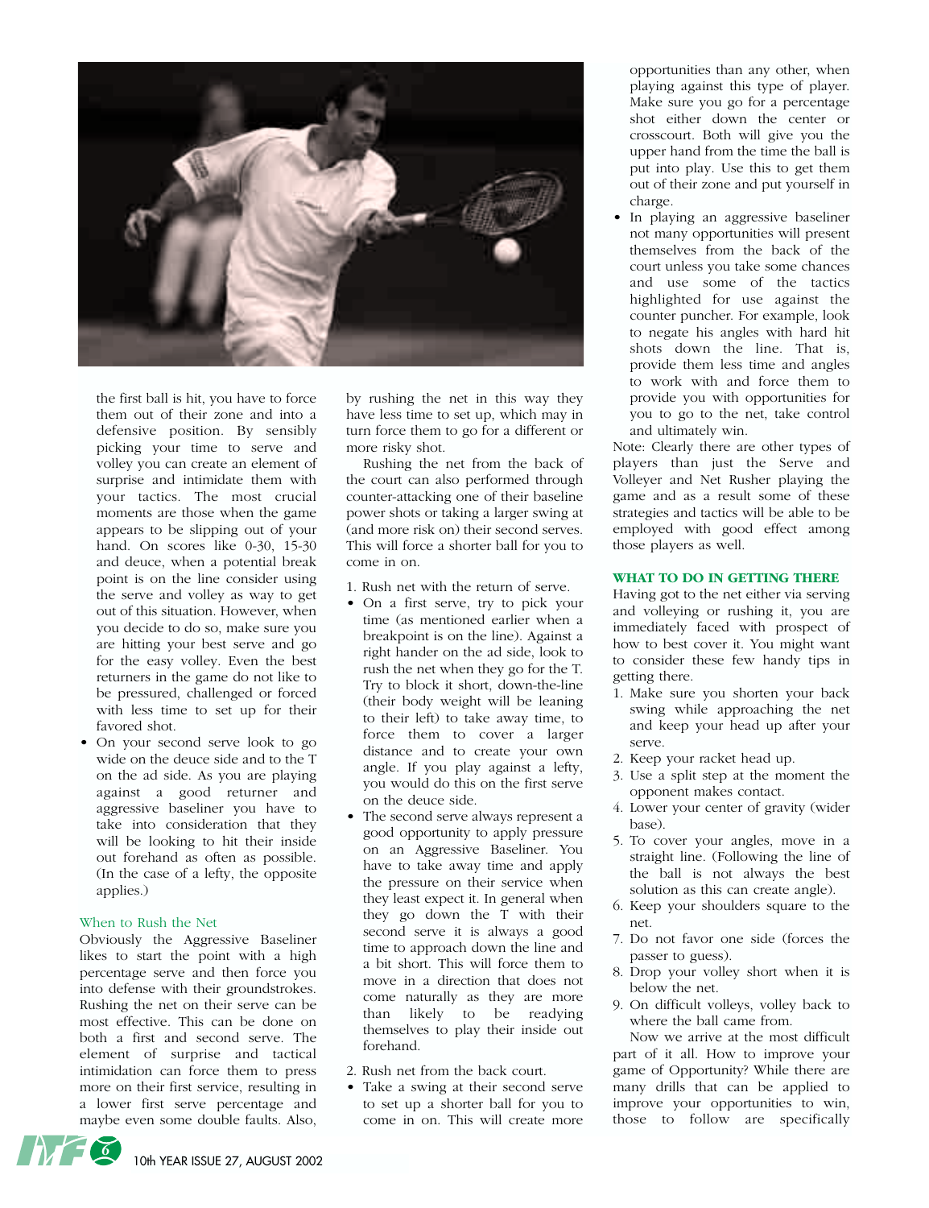the first ball is hit, you have to force them out of their zone and into a defensive position. By sensibly picking your time to serve and volley you can create an element of surprise and intimidate them with your tactics. The most crucial moments are those when the game appears to be slipping out of your hand. On scores like 0-30, 15-30 and deuce, when a potential break point is on the line consider using the serve and volley as way to get out of this situation. However, when you decide to do so, make sure you are hitting your best serve and go for the easy volley. Even the best returners in the game do not like to be pressured, challenged or forced with less time to set up for their favored shot.

- On your second serve look to go wide on the deuce side and to the T on the ad side. As you are playing against a good returner and aggressive baseliner you have to take into consideration that they will be looking to hit their inside out forehand as often as possible. (In the case of a lefty, the opposite applies.)

## When to Rush the Net

Obviously the Aggressive Baseliner likes to start the point with a high percentage serve and then force you into defense with their groundstrokes. Rushing the net on their serve can be most effective. This can be done on both a first and second serve. The element of surprise and tactical intimidation can force them to press more on their first service, resulting in a lower first serve percentage and maybe even some double faults. Also, by rushing the net in this way they have less time to set up, which may in turn force them to go for a different or more risky shot.

Rushing the net from the back of the court can also performed through counter-attacking one of their baseline power shots or taking a larger swing at (and more risk on) their second serves. This will force a shorter ball for you to come in on.

1. Rush net with the return of serve.

- On a first serve, try to pick your time (as mentioned earlier when a breakpoint is on the line). Against a right hander on the ad side, look to rush the net when they go for the T. Try to block it short, down-the-line (their body weight will be leaning to their left) to take away time, to force them to cover a larger distance and to create your own angle. If you play against a lefty, you would do this on the first serve on the deuce side.
- The second serve always represent a good opportunity to apply pressure on an Aggressive Baseliner. You have to take away time and apply the pressure on their service when they least expect it. In general when they go down the T with their second serve it is always a good time to approach down the line and a bit short. This will force them to move in a direction that does not come naturally as they are more than likely to be readying themselves to play their inside out forehand.

2. Rush net from the back court.

- Take a swing at their second serve to set up a shorter ball for you to come in on. This will create more opportunities than any other, when playing against this type of player. Make sure you go for a percentage shot either down the center or crosscourt. Both will give you the upper hand from the time the ball is put into play. Use this to get them out of their zone and put yourself in charge.
- In playing an aggressive baseliner not many opportunities will present themselves from the back of the court unless you take some chances and use some of the tactics highlighted for use against the counter puncher. For example, look to negate his angles with hard hit shots down the line. That is, provide them less time and angles to work with and force them to provide you with opportunities for you to go to the net, take control and ultimately win.

Note: Clearly there are other types of players than just the Serve and Volleyer and Net Rusher playing the game and as a result some of these strategies and tactics will be able to be employed with good effect among those players as well.

## WHAT TO DO IN GETTING THERE

Having got to the net either via serving and volleying or rushing it, you are immediately faced with prospect of how to best cover it. You might want to consider these few handy tips in getting there.

1. Make sure you shorten your back swing while approaching the net and keep your head up after your serve.
2. Keep your racket head up.
3. Use a split step at the moment the opponent makes contact.
4. Lower your center of gravity (wider base).
5. To cover your angles, move in a straight line. (Following the line of the ball is not always the best solution as this can create angle).
6. Keep your shoulders square to the net.
7. Do not favor one side (forces the passer to guess).
8. Drop your volley short when it is below the net.
9. On difficult volleys, volley back to where the ball came from.

Now we arrive at the most difficult part of it all. How to improve your game of Opportunity? While there are many drills that can be applied to improve your opportunities to win, those to follow are specifically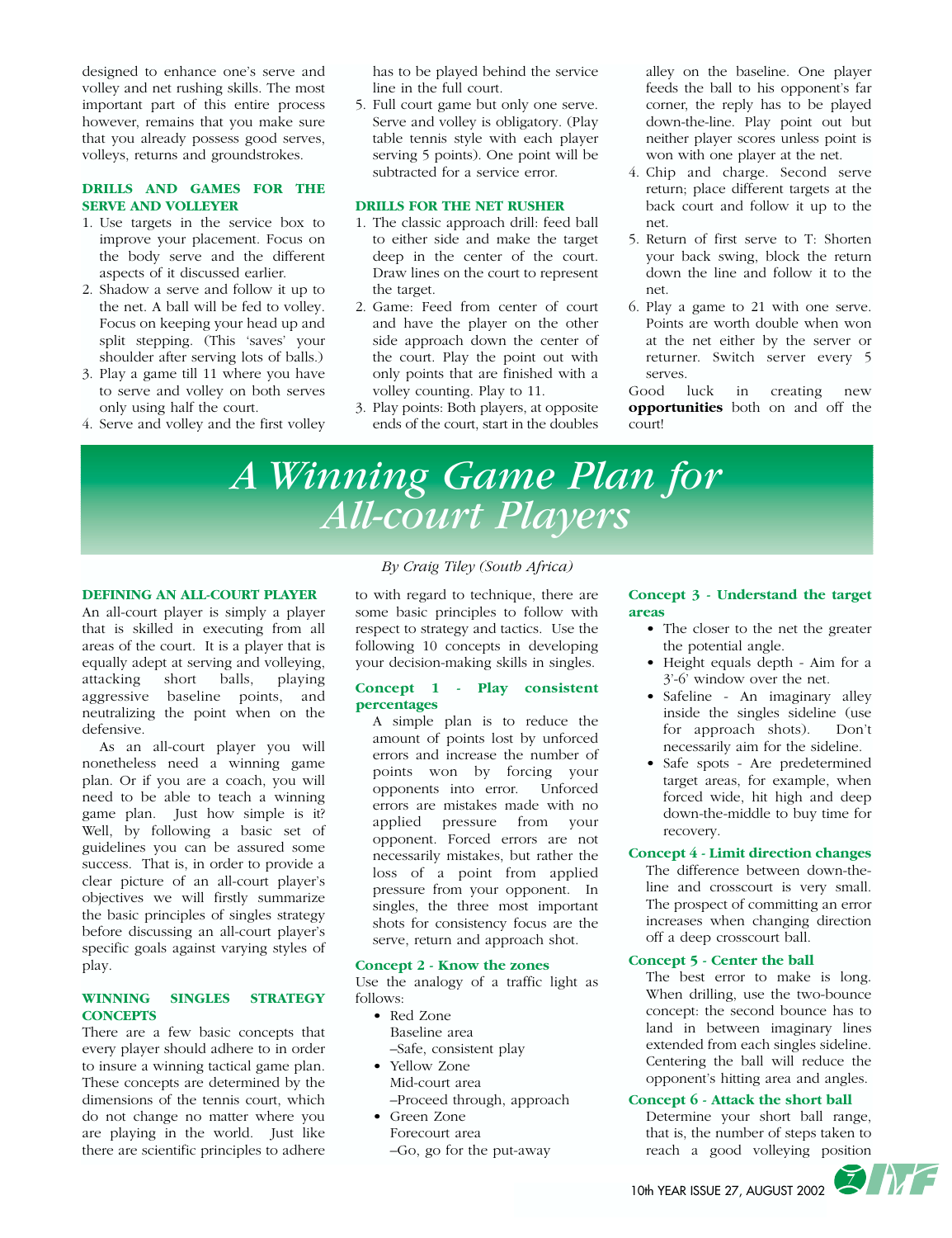designed to enhance one's serve and volley and net rushing skills. The most important part of this entire process however, remains that you make sure that you already possess good serves, volleys, returns and groundstrokes.

### DRILLS AND GAMES FOR THE SERVE AND VOLLEYER

1. Use targets in the service box to improve your placement. Focus on the body serve and the different aspects of it discussed earlier.
2. Shadow a serve and follow it up to the net. A ball will be fed to volley. Focus on keeping your head up and split stepping. (This 'saves' your shoulder after serving lots of balls.)
3. Play a game till 11 where you have to serve and volley on both serves only using half the court.
4. Serve and volley and the first volley has to be played behind the service line in the full court.
5. Full court game but only one serve. Serve and volley is obligatory. (Play table tennis style with each player serving 5 points). One point will be subtracted for a service error.

### DRILLS FOR THE NET RUSHER

1. The classic approach drill: feed ball to either side and make the target deep in the center of the court. Draw lines on the court to represent the target.
2. Game: Feed from center of court and have the player on the other side approach down the center of the court. Play the point out with only points that are finished with a volley counting. Play to 11.
3. Play points: Both players, at opposite ends of the court, start in the doubles alley on the baseline. One player feeds the ball to his opponent's far corner, the reply has to be played down-the-line. Play point out but neither player scores unless point is won with one player at the net.
4. Chip and charge. Second serve return; place different targets at the back court and follow it up to the net.
5. Return of first serve to T: Shorten your back swing, block the return down the line and follow it to the net.
6. Play a game to 21 with one serve. Points are worth double when won at the net either by the server or returner. Switch server every 5 serves.

Good luck in creating new **opportunities** both on and off the court!

# *A Winning Game Plan for All-court Players*

*By Craig Tiley (South Africa)*

### DEFINING AN ALL-COURT PLAYER

An all-court player is simply a player that is skilled in executing from all areas of the court. It is a player that is equally adept at serving and volleying, attacking short balls, playing aggressive baseline points, and neutralizing the point when on the defensive.

As an all-court player you will nonetheless need a winning game plan. Or if you are a coach, you will need to be able to teach a winning game plan. Just how simple is it? Well, by following a basic set of guidelines you can be assured some success. That is, in order to provide a clear picture of an all-court player's objectives we will firstly summarize the basic principles of singles strategy before discussing an all-court player's specific goals against varying styles of play.

### WINNING SINGLES STRATEGY CONCEPTS

There are a few basic concepts that every player should adhere to in order to insure a winning tactical game plan. These concepts are determined by the dimensions of the tennis court, which do not change no matter where you are playing in the world. Just like there are scientific principles to adhere to with regard to technique, there are some basic principles to follow with respect to strategy and tactics. Use the following 10 concepts in developing your decision-making skills in singles.

#### Concept 1 - Play consistent percentages

A simple plan is to reduce the amount of points lost by unforced errors and increase the number of points won by forcing your opponents into error. Unforced errors are mistakes made with no applied pressure from your opponent. Forced errors are not necessarily mistakes, but rather the loss of a point from applied pressure from your opponent. In singles, the three most important shots for consistency focus are the serve, return and approach shot.

#### Concept 2 - Know the zones

Use the analogy of a traffic light as follows:

- Red Zone
  Baseline area
  –Safe, consistent play
- Yellow Zone
  Mid-court area
  –Proceed through, approach
- Green Zone
  Forecourt area
  –Go, go for the put-away

#### Concept 3 - Understand the target areas

- The closer to the net the greater the potential angle.
- Height equals depth - Aim for a 3'-6' window over the net.
- Safeline - An imaginary alley inside the singles sideline (use for approach shots). Don't necessarily aim for the sideline.
- Safe spots - Are predetermined target areas, for example, when forced wide, hit high and deep down-the-middle to buy time for recovery.

#### Concept 4 - Limit direction changes

The difference between down-the-line and crosscourt is very small. The prospect of committing an error increases when changing direction off a deep crosscourt ball.

#### Concept 5 - Center the ball

The best error to make is long. When drilling, use the two-bounce concept: the second bounce has to land in between imaginary lines extended from each singles sideline. Centering the ball will reduce the opponent's hitting area and angles.

#### Concept 6 - Attack the short ball

Determine your short ball range, that is, the number of steps taken to reach a good volleying position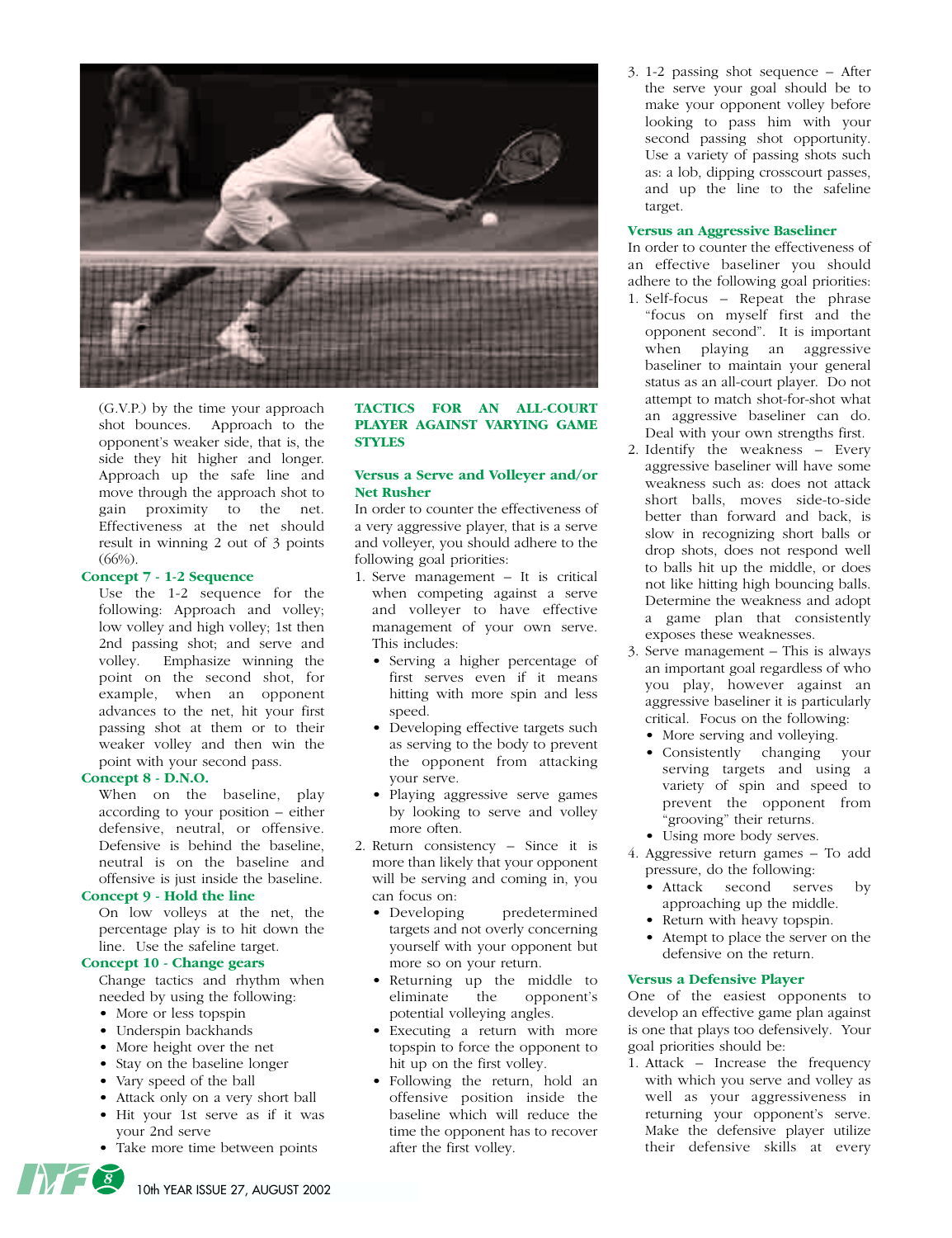(G.V.P.) by the time your approach shot bounces. Approach to the opponent's weaker side, that is, the side they hit higher and longer. Approach up the safe line and move through the approach shot to gain proximity to the net. Effectiveness at the net should result in winning 2 out of 3 points (66%).

### Concept 7 - 1-2 Sequence

Use the 1-2 sequence for the following: Approach and volley; low volley and high volley; 1st then 2nd passing shot; and serve and volley. Emphasize winning the point on the second shot, for example, when an opponent advances to the net, hit your first passing shot at them or to their weaker volley and then win the point with your second pass.

### Concept 8 - D.N.O.

When on the baseline, play according to your position – either defensive, neutral, or offensive. Defensive is behind the baseline, neutral is on the baseline and offensive is just inside the baseline.

### Concept 9 - Hold the line

On low volleys at the net, the percentage play is to hit down the line. Use the safeline target.

### Concept 10 - Change gears

Change tactics and rhythm when needed by using the following:

- More or less topspin
- Underspin backhands
- More height over the net
- Stay on the baseline longer
- Vary speed of the ball
- Attack only on a very short ball
- Hit your 1st serve as if it was your 2nd serve
- Take more time between points

## TACTICS FOR AN ALL-COURT PLAYER AGAINST VARYING GAME STYLES

### Versus a Serve and Volleyer and/or Net Rusher

In order to counter the effectiveness of a very aggressive player, that is a serve and volleyer, you should adhere to the following goal priorities:

1. Serve management – It is critical when competing against a serve and volleyer to have effective management of your own serve. This includes:
   - Serving a higher percentage of first serves even if it means hitting with more spin and less speed.
   - Developing effective targets such as serving to the body to prevent the opponent from attacking your serve.
   - Playing aggressive serve games by looking to serve and volley more often.
2. Return consistency – Since it is more than likely that your opponent will be serving and coming in, you can focus on:
   - Developing predetermined targets and not overly concerning yourself with your opponent but more so on your return.
   - Returning up the middle to eliminate the opponent's potential volleying angles.
   - Executing a return with more topspin to force the opponent to hit up on the first volley.
   - Following the return, hold an offensive position inside the baseline which will reduce the time the opponent has to recover after the first volley.
3. 1-2 passing shot sequence – After the serve your goal should be to make your opponent volley before looking to pass him with your second passing shot opportunity. Use a variety of passing shots such as: a lob, dipping crosscourt passes, and up the line to the safeline target.

### Versus an Aggressive Baseliner

In order to counter the effectiveness of an effective baseliner you should adhere to the following goal priorities:

1. Self-focus – Repeat the phrase "focus on myself first and the opponent second". It is important when playing an aggressive baseliner to maintain your general status as an all-court player. Do not attempt to match shot-for-shot what an aggressive baseliner can do. Deal with your own strengths first.
2. Identify the weakness – Every aggressive baseliner will have some weakness such as: does not attack short balls, moves side-to-side better than forward and back, is slow in recognizing short balls or drop shots, does not respond well to balls hit up the middle, or does not like hitting high bouncing balls. Determine the weakness and adopt a game plan that consistently exposes these weaknesses.
3. Serve management – This is always an important goal regardless of who you play, however against an aggressive baseliner it is particularly critical. Focus on the following:
   - More serving and volleying.
   - Consistently changing your serving targets and using a variety of spin and speed to prevent the opponent from "grooving" their returns.
   - Using more body serves.
4. Aggressive return games – To add pressure, do the following:
   - Attack second serves by approaching up the middle.
   - Return with heavy topspin.
   - Atempt to place the server on the defensive on the return.

### Versus a Defensive Player

One of the easiest opponents to develop an effective game plan against is one that plays too defensively. Your goal priorities should be:

1. Attack – Increase the frequency with which you serve and volley as well as your aggressiveness in returning your opponent's serve. Make the defensive player utilize their defensive skills at every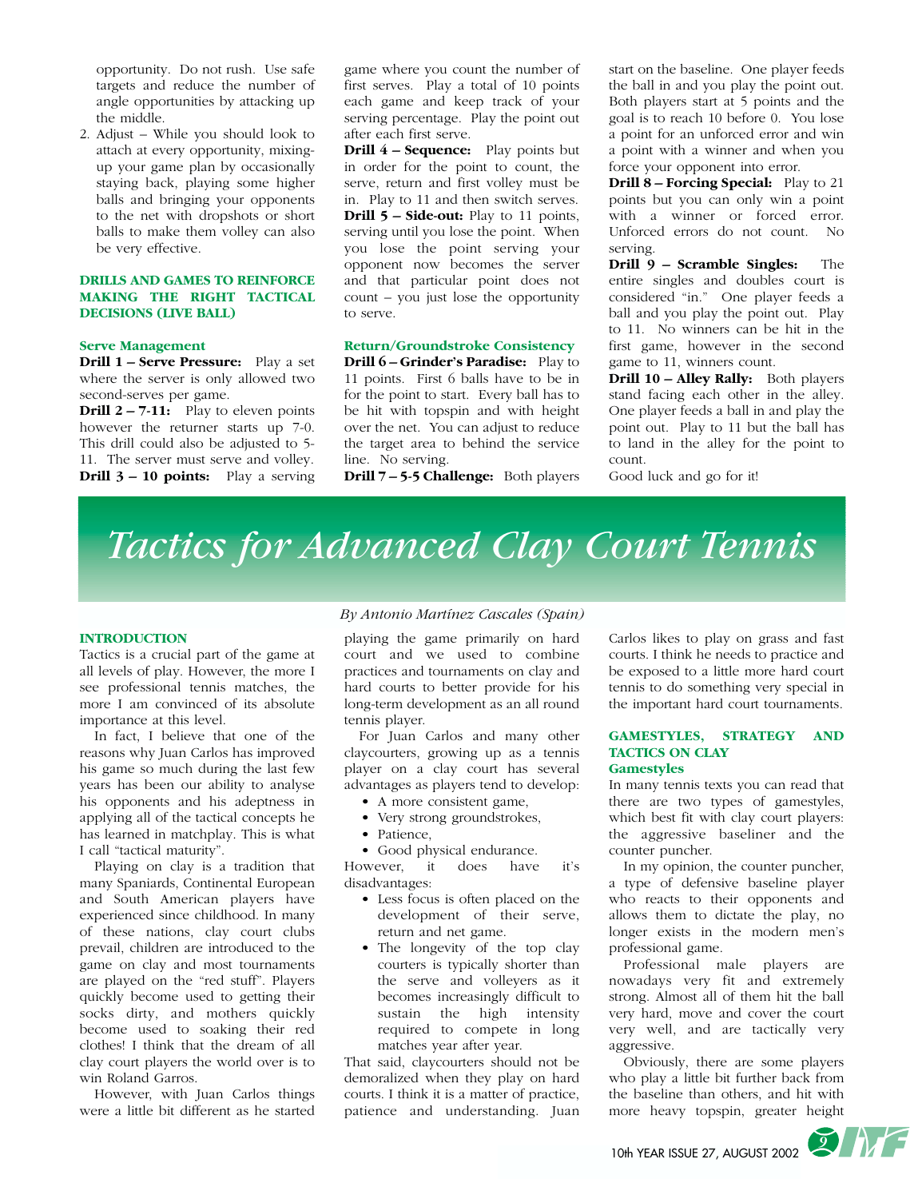opportunity. Do not rush. Use safe targets and reduce the number of angle opportunities by attacking up the middle.

2. Adjust – While you should look to attach at every opportunity, mixing-up your game plan by occasionally staying back, playing some higher balls and bringing your opponents to the net with dropshots or short balls to make them volley can also be very effective.

### DRILLS AND GAMES TO REINFORCE MAKING THE RIGHT TACTICAL DECISIONS (LIVE BALL)

#### Serve Management

**Drill 1 – Serve Pressure:** Play a set where the server is only allowed two second-serves per game.

**Drill 2 – 7-11:** Play to eleven points however the returner starts up 7-0. This drill could also be adjusted to 5-11. The server must serve and volley.

**Drill 3 – 10 points:** Play a serving game where you count the number of first serves. Play a total of 10 points each game and keep track of your serving percentage. Play the point out after each first serve.

**Drill 4 – Sequence:** Play points but in order for the point to count, the serve, return and first volley must be in. Play to 11 and then switch serves.

**Drill 5 – Side-out:** Play to 11 points, serving until you lose the point. When you lose the point serving your opponent now becomes the server and that particular point does not count – you just lose the opportunity to serve.

#### Return/Groundstroke Consistency

**Drill 6 – Grinder's Paradise:** Play to 11 points. First 6 balls have to be in for the point to start. Every ball has to be hit with topspin and with height over the net. You can adjust to reduce the target area to behind the service line. No serving.

**Drill 7 – 5-5 Challenge:** Both players start on the baseline. One player feeds the ball in and you play the point out. Both players start at 5 points and the goal is to reach 10 before 0. You lose a point for an unforced error and win a point with a winner and when you force your opponent into error.

**Drill 8 – Forcing Special:** Play to 21 points but you can only win a point with a winner or forced error. Unforced errors do not count. No serving.

**Drill 9 – Scramble Singles:** The entire singles and doubles court is considered "in." One player feeds a ball and you play the point out. Play to 11. No winners can be hit in the first game, however in the second game to 11, winners count.

**Drill 10 – Alley Rally:** Both players stand facing each other in the alley. One player feeds a ball in and play the point out. Play to 11 but the ball has to land in the alley for the point to count.

Good luck and go for it!

# Tactics for Advanced Clay Court Tennis

*By Antonio Martínez Cascales (Spain)*

### INTRODUCTION

Tactics is a crucial part of the game at all levels of play. However, the more I see professional tennis matches, the more I am convinced of its absolute importance at this level.

In fact, I believe that one of the reasons why Juan Carlos has improved his game so much during the last few years has been our ability to analyse his opponents and his adeptness in applying all of the tactical concepts he has learned in matchplay. This is what I call "tactical maturity".

Playing on clay is a tradition that many Spaniards, Continental European and South American players have experienced since childhood. In many of these nations, clay court clubs prevail, children are introduced to the game on clay and most tournaments are played on the "red stuff". Players quickly become used to getting their socks dirty, and mothers quickly become used to soaking their red clothes! I think that the dream of all clay court players the world over is to win Roland Garros.

However, with Juan Carlos things were a little bit different as he started playing the game primarily on hard court and we used to combine practices and tournaments on clay and hard courts to better provide for his long-term development as an all round tennis player.

For Juan Carlos and many other claycourters, growing up as a tennis player on a clay court has several advantages as players tend to develop:

- A more consistent game,
- Very strong groundstrokes,
- Patience,
- Good physical endurance.

However, it does have it's disadvantages:

- Less focus is often placed on the development of their serve, return and net game.
- The longevity of the top clay courters is typically shorter than the serve and volleyers as it becomes increasingly difficult to sustain the high intensity required to compete in long matches year after year.

That said, claycourters should not be demoralized when they play on hard courts. I think it is a matter of practice, patience and understanding. Juan Carlos likes to play on grass and fast courts. I think he needs to practice and be exposed to a little more hard court tennis to do something very special in the important hard court tournaments.

### GAMESTYLES, STRATEGY AND TACTICS ON CLAY

#### Gamestyles

In many tennis texts you can read that there are two types of gamestyles, which best fit with clay court players: the aggressive baseliner and the counter puncher.

In my opinion, the counter puncher, a type of defensive baseline player who reacts to their opponents and allows them to dictate the play, no longer exists in the modern men's professional game.

Professional male players are nowadays very fit and extremely strong. Almost all of them hit the ball very hard, move and cover the court very well, and are tactically very aggressive.

Obviously, there are some players who play a little bit further back from the baseline than others, and hit with more heavy topspin, greater height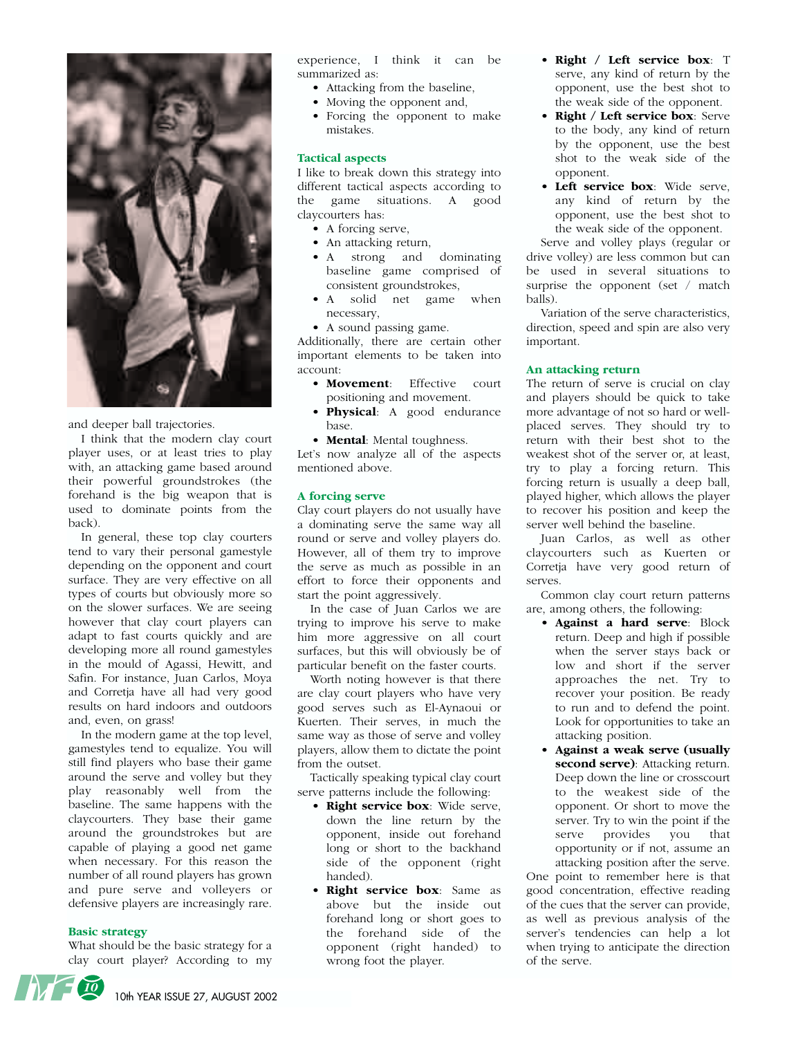and deeper ball trajectories.

I think that the modern clay court player uses, or at least tries to play with, an attacking game based around their powerful groundstrokes (the forehand is the big weapon that is used to dominate points from the back).

In general, these top clay courters tend to vary their personal gamestyle depending on the opponent and court surface. They are very effective on all types of courts but obviously more so on the slower surfaces. We are seeing however that clay court players can adapt to fast courts quickly and are developing more all round gamestyles in the mould of Agassi, Hewitt, and Safin. For instance, Juan Carlos, Moya and Corretja have all had very good results on hard indoors and outdoors and, even, on grass!

In the modern game at the top level, gamestyles tend to equalize. You will still find players who base their game around the serve and volley but they play reasonably well from the baseline. The same happens with the claycourters. They base their game around the groundstrokes but are capable of playing a good net game when necessary. For this reason the number of all round players has grown and pure serve and volleyers or defensive players are increasingly rare.

## Basic strategy

What should be the basic strategy for a clay court player? According to my experience, I think it can be summarized as:

- Attacking from the baseline,
- Moving the opponent and,
- Forcing the opponent to make mistakes.

## Tactical aspects

I like to break down this strategy into different tactical aspects according to the game situations. A good claycourter has:

- A forcing serve,
- An attacking return,
- A strong and dominating baseline game comprised of consistent groundstrokes,
- A solid net game when necessary,
- A sound passing game.

Additionally, there are certain other important elements to be taken into account:

- **Movement**: Effective court positioning and movement.
- **Physical**: A good endurance base.
- **Mental**: Mental toughness.

Let's now analyze all of the aspects mentioned above.

## A forcing serve

Clay court players do not usually have a dominating serve the same way all round or serve and volley players do. However, all of them try to improve the serve as much as possible in an effort to force their opponents and start the point aggressively.

In the case of Juan Carlos we are trying to improve his serve to make him more aggressive on all court surfaces, but this will obviously be of particular benefit on the faster courts.

Worth noting however is that there are clay court players who have very good serves such as El-Aynaoui or Kuerten. Their serves, in much the same way as those of serve and volley players, allow them to dictate the point from the outset.

Tactically speaking typical clay court serve patterns include the following:

- **Right service box**: Wide serve, down the line return by the opponent, inside out forehand long or short to the backhand side of the opponent (right handed).
- **Right service box**: Same as above but the inside out forehand long or short goes to the forehand side of the opponent (right handed) to wrong foot the player.
- **Right / Left service box**: T serve, any kind of return by the opponent, use the best shot to the weak side of the opponent.
- **Right / Left service box**: Serve to the body, any kind of return by the opponent, use the best shot to the weak side of the opponent.
- **Left service box**: Wide serve, any kind of return by the opponent, use the best shot to the weak side of the opponent.

Serve and volley plays (regular or drive volley) are less common but can be used in several situations to surprise the opponent (set / match balls).

Variation of the serve characteristics, direction, speed and spin are also very important.

## An attacking return

The return of serve is crucial on clay and players should be quick to take more advantage of not so hard or well-placed serves. They should try to return with their best shot to the weakest shot of the server or, at least, try to play a forcing return. This forcing return is usually a deep ball, played higher, which allows the player to recover his position and keep the server well behind the baseline.

Juan Carlos, as well as other claycourters such as Kuerten or Corretja have very good return of serves.

Common clay court return patterns are, among others, the following:

- **Against a hard serve**: Block return. Deep and high if possible when the server stays back or low and short if the server approaches the net. Try to recover your position. Be ready to run and to defend the point. Look for opportunities to take an attacking position.
- **Against a weak serve (usually second serve)**: Attacking return. Deep down the line or crosscourt to the weakest side of the opponent. Or short to move the server. Try to win the point if the serve provides you that opportunity or if not, assume an attacking position after the serve.

One point to remember here is that good concentration, effective reading of the cues that the server can provide, as well as previous analysis of the server's tendencies can help a lot when trying to anticipate the direction of the serve.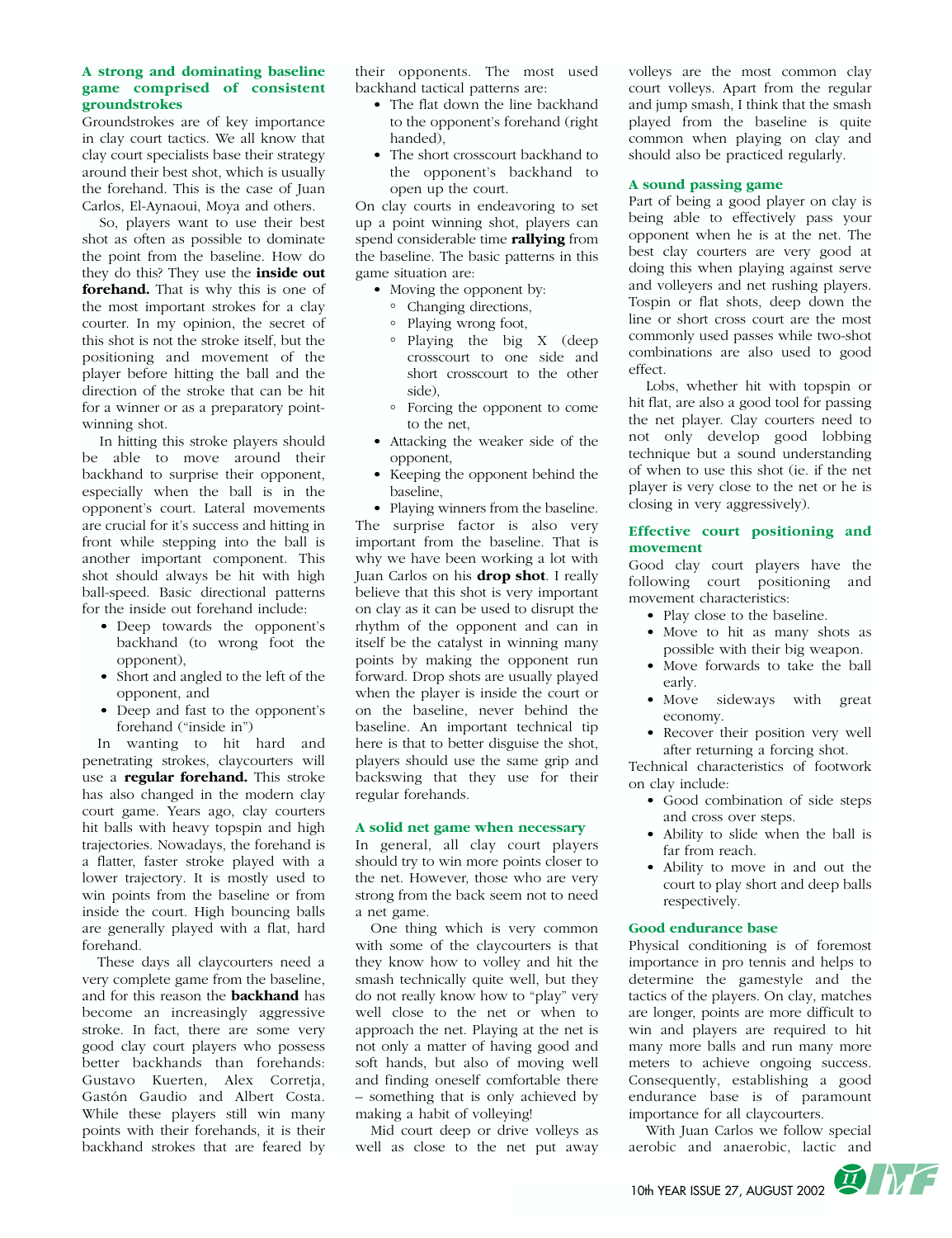### A strong and dominating baseline game comprised of consistent groundstrokes

Groundstrokes are of key importance in clay court tactics. We all know that clay court specialists base their strategy around their best shot, which is usually the forehand. This is the case of Juan Carlos, El-Aynaoui, Moya and others.

So, players want to use their best shot as often as possible to dominate the point from the baseline. How do they do this? They use the **inside out forehand.** That is why this is one of the most important strokes for a clay courter. In my opinion, the secret of this shot is not the stroke itself, but the positioning and movement of the player before hitting the ball and the direction of the stroke that can be hit for a winner or as a preparatory point-winning shot.

In hitting this stroke players should be able to move around their backhand to surprise their opponent, especially when the ball is in the opponent's court. Lateral movements are crucial for it's success and hitting in front while stepping into the ball is another important component. This shot should always be hit with high ball-speed. Basic directional patterns for the inside out forehand include:

- Deep towards the opponent's backhand (to wrong foot the opponent),
- Short and angled to the left of the opponent, and
- Deep and fast to the opponent's forehand ("inside in")

In wanting to hit hard and penetrating strokes, claycourters will use a **regular forehand.** This stroke has also changed in the modern clay court game. Years ago, clay court players hit balls with heavy topspin and high trajectories. Nowadays, the forehand is a flatter, faster stroke played with a lower trajectory. It is mostly used to win points from the baseline or from inside the court. High bouncing balls are generally played with a flat, hard forehand.

These days all claycourters need a very complete game from the baseline, and for this reason the **backhand** has become an increasingly aggressive stroke. In fact, there are some very good clay court players who possess better backhands than forehands: Gustavo Kuerten, Alex Corretja, Gastón Gaudio and Albert Costa. While these players still win many points with their forehands, it is their backhand strokes that are feared by their opponents. The most used backhand tactical patterns are:

- The flat down the line backhand to the opponent's forehand (right handed),
- The short crosscourt backhand to the opponent's backhand to open up the court.

On clay courts in endeavoring to set up a point winning shot, players can spend considerable time **rallying** from the baseline. The basic patterns in this game situation are:

- Moving the opponent by:
  - Changing directions,
  - Playing wrong foot,
  - Playing the big X (deep crosscourt to one side and short crosscourt to the other side),
  - Forcing the opponent to come to the net,
- Attacking the weaker side of the opponent,
- Keeping the opponent behind the baseline,
- Playing winners from the baseline.

The surprise factor is also very important from the baseline. That is why we have been working a lot with Juan Carlos on his **drop shot**. I really believe that this shot is very important on clay as it can be used to disrupt the rhythm of the opponent and can in itself be the catalyst in winning many points by making the opponent run forward. Drop shots are usually played when the player is inside the court or on the baseline, never behind the baseline. An important technical tip here is that to better disguise the shot, players should use the same grip and backswing that they use for their regular forehands.

### A solid net game when necessary

In general, all clay court players should try to win more points closer to the net. However, those who are very strong from the back seem not to need a net game.

One thing which is very common with some of the claycourters is that they know how to volley and hit the smash technically quite well, but they do not really know how to "play" very well close to the net or when to approach the net. Playing at the net is not only a matter of having good and soft hands, but also of moving well and finding oneself comfortable there – something that is only achieved by making a habit of volleying!

Mid court deep or drive volleys as well as close to the net put away volleys are the most common clay court volleys. Apart from the regular and jump smash, I think that the smash played from the baseline is quite common when playing on clay and should also be practiced regularly.

### A sound passing game

Part of being a good player on clay is being able to effectively pass your opponent when he is at the net. The best clay courters are very good at doing this when playing against serve and volleyers and net rushing players. Topspin or flat shots, deep down the line or short cross court are the most commonly used passes while two-shot combinations are also used to good effect.

Lobs, whether hit with topspin or hit flat, are also a good tool for passing the net player. Clay courters need to not only develop good lobbing technique but a sound understanding of when to use this shot (ie. if the net player is very close to the net or he is closing in very aggressively).

### Effective court positioning and movement

Good clay court players have the following court positioning and movement characteristics:

- Play close to the baseline.
- Move to hit as many shots as possible with their big weapon.
- Move forwards to take the ball early.
- Move sideways with great economy.
- Recover their position very well after returning a forcing shot.

Technical characteristics of footwork on clay include:

- Good combination of side steps and cross over steps.
- Ability to slide when the ball is far from reach.
- Ability to move in and out the court to play short and deep balls respectively.

### Good endurance base

Physical conditioning is of foremost importance in pro tennis and helps to determine the gamestyle and the tactics of the players. On clay, matches are longer, points are more difficult to win and players are required to hit many more balls and run many more meters to achieve ongoing success. Consequently, establishing a good endurance base is of paramount importance for all claycourters.

With Juan Carlos we follow special aerobic and anaerobic, lactic and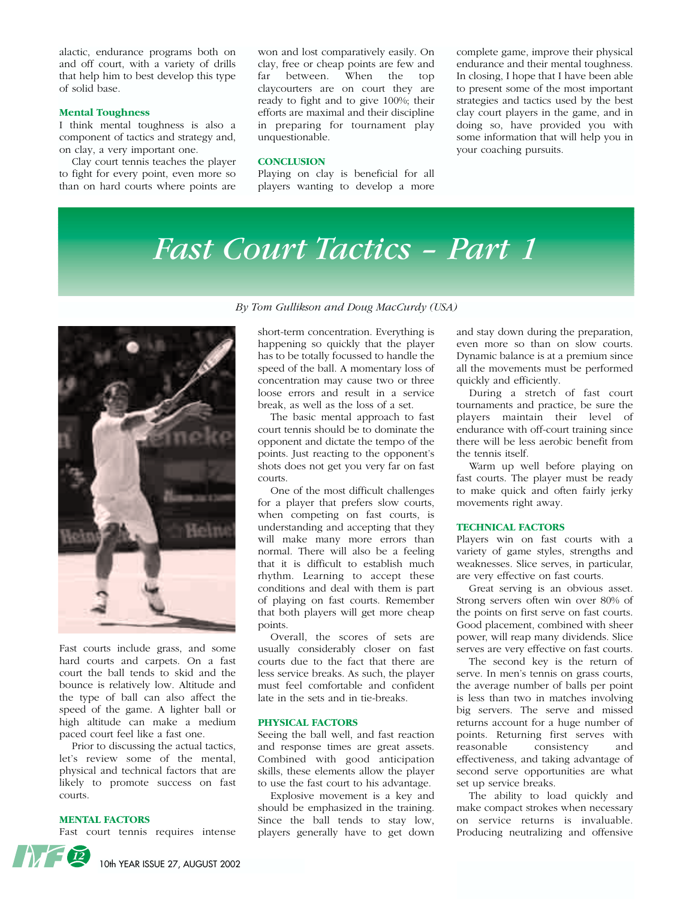alactic, endurance programs both on and off court, with a variety of drills that help him to best develop this type of solid base.

### Mental Toughness

I think mental toughness is also a component of tactics and strategy and, on clay, a very important one.

Clay court tennis teaches the player to fight for every point, even more so than on hard courts where points are won and lost comparatively easily. On clay, free or cheap points are few and far between. When the top claycourters are on court they are ready to fight and to give 100%; their efforts are maximal and their discipline in preparing for tournament play unquestionable.

### CONCLUSION

Playing on clay is beneficial for all players wanting to develop a more complete game, improve their physical endurance and their mental toughness. In closing, I hope that I have been able to present some of the most important strategies and tactics used by the best clay court players in the game, and in doing so, have provided you with some information that will help you in your coaching pursuits.

# *Fast Court Tactics – Part 1*

*By Tom Gullikson and Doug MacCurdy (USA)*

Fast courts include grass, and some hard courts and carpets. On a fast court the ball tends to skid and the bounce is relatively low. Altitude and the type of ball can also affect the speed of the game. A lighter ball or high altitude can make a medium paced court feel like a fast one.

Prior to discussing the actual tactics, let's review some of the mental, physical and technical factors that are likely to promote success on fast courts.

### MENTAL FACTORS

Fast court tennis requires intense short-term concentration. Everything is happening so quickly that the player has to be totally focussed to handle the speed of the ball. A momentary loss of concentration may cause two or three loose errors and result in a service break, as well as the loss of a set.

The basic mental approach to fast court tennis should be to dominate the opponent and dictate the tempo of the points. Just reacting to the opponent's shots does not get you very far on fast courts.

One of the most difficult challenges for a player that prefers slow courts, when competing on fast courts, is understanding and accepting that they will make many more errors than normal. There will also be a feeling that it is difficult to establish much rhythm. Learning to accept these conditions and deal with them is part of playing on fast courts. Remember that both players will get more cheap points.

Overall, the scores of sets are usually considerably closer on fast courts due to the fact that there are less service breaks. As such, the player must feel comfortable and confident late in the sets and in tie-breaks.

### PHYSICAL FACTORS

Seeing the ball well, and fast reaction and response times are great assets. Combined with good anticipation skills, these elements allow the player to use the fast court to his advantage.

Explosive movement is a key and should be emphasized in the training. Since the ball tends to stay low, players generally have to get down and stay down during the preparation, even more so than on slow courts. Dynamic balance is at a premium since all the movements must be performed quickly and efficiently.

During a stretch of fast court tournaments and practice, be sure the players maintain their level of endurance with off-court training since there will be less aerobic benefit from the tennis itself.

Warm up well before playing on fast courts. The player must be ready to make quick and often fairly jerky movements right away.

### TECHNICAL FACTORS

Players win on fast courts with a variety of game styles, strengths and weaknesses. Slice serves, in particular, are very effective on fast courts.

Great serving is an obvious asset. Strong servers often win over 80% of the points on first serve on fast courts. Good placement, combined with sheer power, will reap many dividends. Slice serves are very effective on fast courts.

The second key is the return of serve. In men's tennis on grass courts, the average number of balls per point is less than two in matches involving big servers. The serve and missed returns account for a huge number of points. Returning first serves with reasonable consistency and effectiveness, and taking advantage of second serve opportunities are what set up service breaks.

The ability to load quickly and make compact strokes when necessary on service returns is invaluable. Producing neutralizing and offensive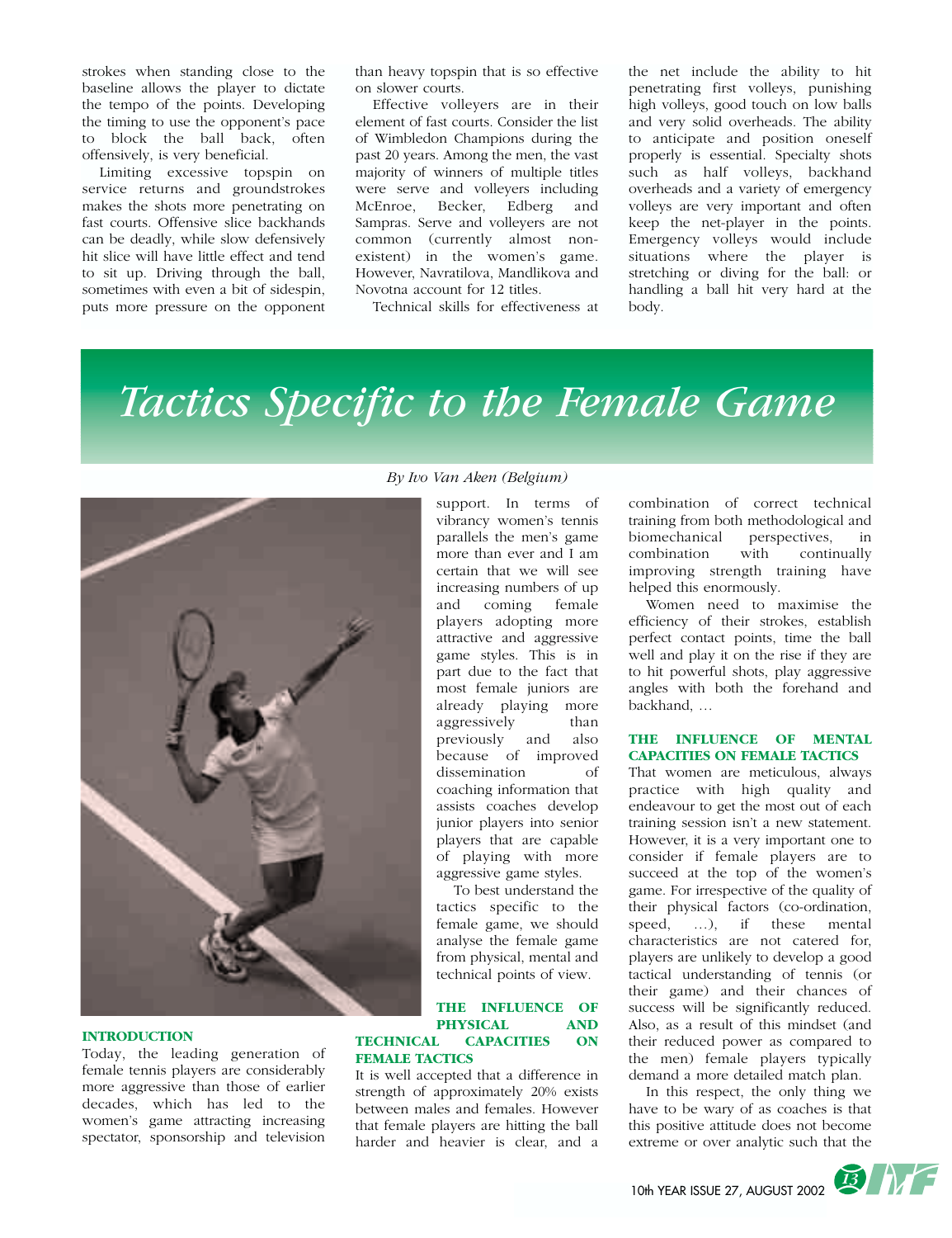strokes when standing close to the baseline allows the player to dictate the tempo of the points. Developing the timing to use the opponent's pace to block the ball back, often offensively, is very beneficial.

Limiting excessive topspin on service returns and groundstrokes makes the shots more penetrating on fast courts. Offensive slice backhands can be deadly, while slow defensively hit slice will have little effect and tend to sit up. Driving through the ball, sometimes with even a bit of sidespin, puts more pressure on the opponent than heavy topspin that is so effective on slower courts.

Effective volleyers are in their element of fast courts. Consider the list of Wimbledon Champions during the past 20 years. Among the men, the vast majority of winners of multiple titles were serve and volleyers including McEnroe, Becker, Edberg and Sampras. Serve and volleyers are not common (currently almost non-existent) in the women's game. However, Navratilova, Mandlikova and Novotna account for 12 titles.

Technical skills for effectiveness at the net include the ability to hit penetrating first volleys, punishing high volleys, good touch on low balls and very solid overheads. The ability to anticipate and position oneself properly is essential. Specialty shots such as half volleys, backhand overheads and a variety of emergency volleys are very important and often keep the net-player in the points. Emergency volleys would include situations where the player is stretching or diving for the ball: or handling a ball hit very hard at the body.

# Tactics Specific to the Female Game

*By Ivo Van Aken (Belgium)*

## INTRODUCTION

Today, the leading generation of female tennis players are considerably more aggressive than those of earlier decades, which has led to the women's game attracting increasing spectator, sponsorship and television support. In terms of vibrancy women's tennis parallels the men's game more than ever and I am certain that we will see increasing numbers of up and coming female players adopting more attractive and aggressive game styles. This is in part due to the fact that most female juniors are already playing more aggressively than previously and also because of improved dissemination of coaching information that assists coaches develop junior players into senior players that are capable of playing with more aggressive game styles.

To best understand the tactics specific to the female game, we should analyse the female game from physical, mental and technical points of view.

## THE INFLUENCE OF PHYSICAL AND TECHNICAL CAPACITIES ON FEMALE TACTICS

It is well accepted that a difference in strength of approximately 20% exists between males and females. However that female players are hitting the ball harder and heavier is clear, and a combination of correct technical training from both methodological and biomechanical perspectives, in combination with continually improving strength training have helped this enormously.

Women need to maximise the efficiency of their strokes, establish perfect contact points, time the ball well and play it on the rise if they are to hit powerful shots, play aggressive angles with both the forehand and backhand, …

## THE INFLUENCE OF MENTAL CAPACITIES ON FEMALE TACTICS

That women are meticulous, always practice with high quality and endeavour to get the most out of each training session isn't a new statement. However, it is a very important one to consider if female players are to succeed at the top of the women's game. For irrespective of the quality of their physical factors (co-ordination, speed, …), if these mental characteristics are not catered for, players are unlikely to develop a good tactical understanding of tennis (or their game) and their chances of success will be significantly reduced. Also, as a result of this mindset (and their reduced power as compared to the men) female players typically demand a more detailed match plan.

In this respect, the only thing we have to be wary of as coaches is that this positive attitude does not become extreme or over analytic such that the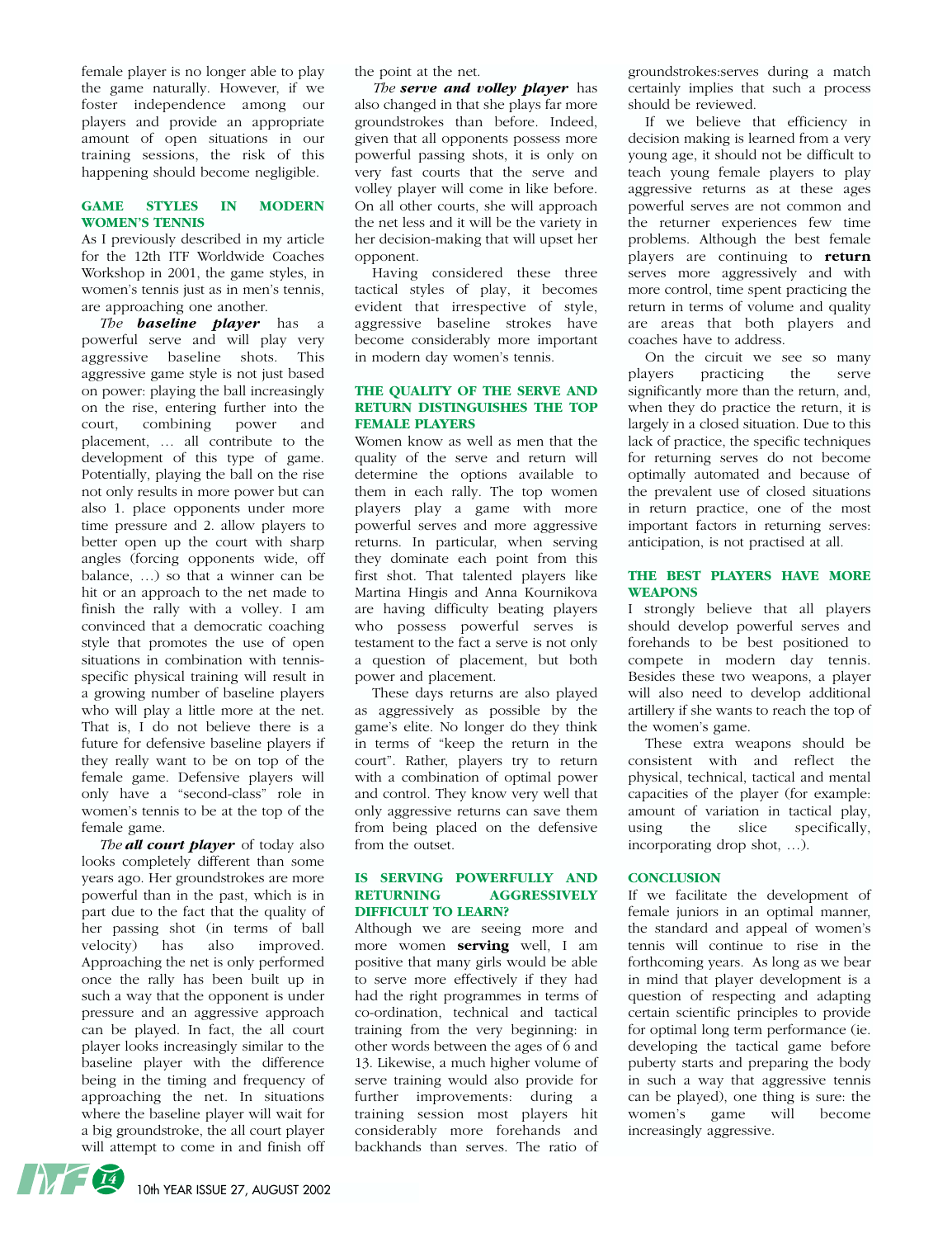female player is no longer able to play the game naturally. However, if we foster independence among our players and provide an appropriate amount of open situations in our training sessions, the risk of this happening should become negligible.

## GAME STYLES IN MODERN WOMEN'S TENNIS

As I previously described in my article for the 12th ITF Worldwide Coaches Workshop in 2001, the game styles, in women's tennis just as in men's tennis, are approaching one another.

*The* ***baseline player*** has a powerful serve and will play very aggressive baseline shots. This aggressive game style is not just based on power: playing the ball increasingly on the rise, entering further into the court, combining power and placement, … all contribute to the development of this type of game. Potentially, playing the ball on the rise not only results in more power but can also 1. place opponents under more time pressure and 2. allow players to better open up the court with sharp angles (forcing opponents wide, off balance, …) so that a winner can be hit or an approach to the net made to finish the rally with a volley. I am convinced that a democratic coaching style that promotes the use of open situations in combination with tennis-specific physical training will result in a growing number of baseline players who will play a little more at the net. That is, I do not believe there is a future for defensive baseline players if they really want to be on top of the female game. Defensive players will only have a "second-class" role in women's tennis to be at the top of the female game.

*The* ***all court player*** of today also looks completely different than some years ago. Her groundstrokes are more powerful than in the past, which is in part due to the fact that the quality of her passing shot (in terms of ball velocity) has also improved. Approaching the net is only performed once the rally has been built up in such a way that the opponent is under pressure and an aggressive approach can be played. In fact, the all court player looks increasingly similar to the baseline player with the difference being in the timing and frequency of approaching the net. In situations where the baseline player will wait for a big groundstroke, the all court player will attempt to come in and finish off the point at the net.

*The* ***serve and volley player*** has also changed in that she plays far more groundstrokes than before. Indeed, given that all opponents possess more powerful passing shots, it is only on very fast courts that the serve and volley player will come in like before. On all other courts, she will approach the net less and it will be the variety in her decision-making that will upset her opponent.

Having considered these three tactical styles of play, it becomes evident that irrespective of style, aggressive baseline strokes have become considerably more important in modern day women's tennis.

## THE QUALITY OF THE SERVE AND RETURN DISTINGUISHES THE TOP FEMALE PLAYERS

Women know as well as men that the quality of the serve and return will determine the options available to them in each rally. The top women players play a game with more powerful serves and more aggressive returns. In particular, when serving they dominate each point from this first shot. That talented players like Martina Hingis and Anna Kournikova are having difficulty beating players who possess powerful serves is testament to the fact a serve is not only a question of placement, but both power and placement.

These days returns are also played as aggressively as possible by the game's elite. No longer do they think in terms of "keep the return in the court". Rather, players try to return with a combination of optimal power and control. They know very well that only aggressive returns can save them from being placed on the defensive from the outset.

## IS SERVING POWERFULLY AND RETURNING AGGRESSIVELY DIFFICULT TO LEARN?

Although we are seeing more and more women **serving** well, I am positive that many girls would be able to serve more effectively if they had had the right programmes in terms of co-ordination, technical and tactical training from the very beginning: in other words between the ages of 6 and 13. Likewise, a much higher volume of serve training would also provide for further improvements: during a training session most players hit considerably more forehands and backhands than serves. The ratio of groundstrokes:serves during a match certainly implies that such a process should be reviewed.

If we believe that efficiency in decision making is learned from a very young age, it should not be difficult to teach young female players to play aggressive returns as at these ages powerful serves are not common and the returner experiences few time problems. Although the best female players are continuing to **return** serves more aggressively and with more control, time spent practicing the return in terms of volume and quality are areas that both players and coaches have to address.

On the circuit we see so many players practicing the serve significantly more than the return, and, when they do practice the return, it is largely in a closed situation. Due to this lack of practice, the specific techniques for returning serves do not become optimally automated and because of the prevalent use of closed situations in return practice, one of the most important factors in returning serves: anticipation, is not practised at all.

## THE BEST PLAYERS HAVE MORE WEAPONS

I strongly believe that all players should develop powerful serves and forehands to be best positioned to compete in modern day tennis. Besides these two weapons, a player will also need to develop additional artillery if she wants to reach the top of the women's game.

These extra weapons should be consistent with and reflect the physical, technical, tactical and mental capacities of the player (for example: amount of variation in tactical play, using the slice specifically, incorporating drop shot, …).

## CONCLUSION

If we facilitate the development of female juniors in an optimal manner, the standard and appeal of women's tennis will continue to rise in the forthcoming years. As long as we bear in mind that player development is a question of respecting and adapting certain scientific principles to provide for optimal long term performance (ie. developing the tactical game before puberty starts and preparing the body in such a way that aggressive tennis can be played), one thing is sure: the women's game will become increasingly aggressive.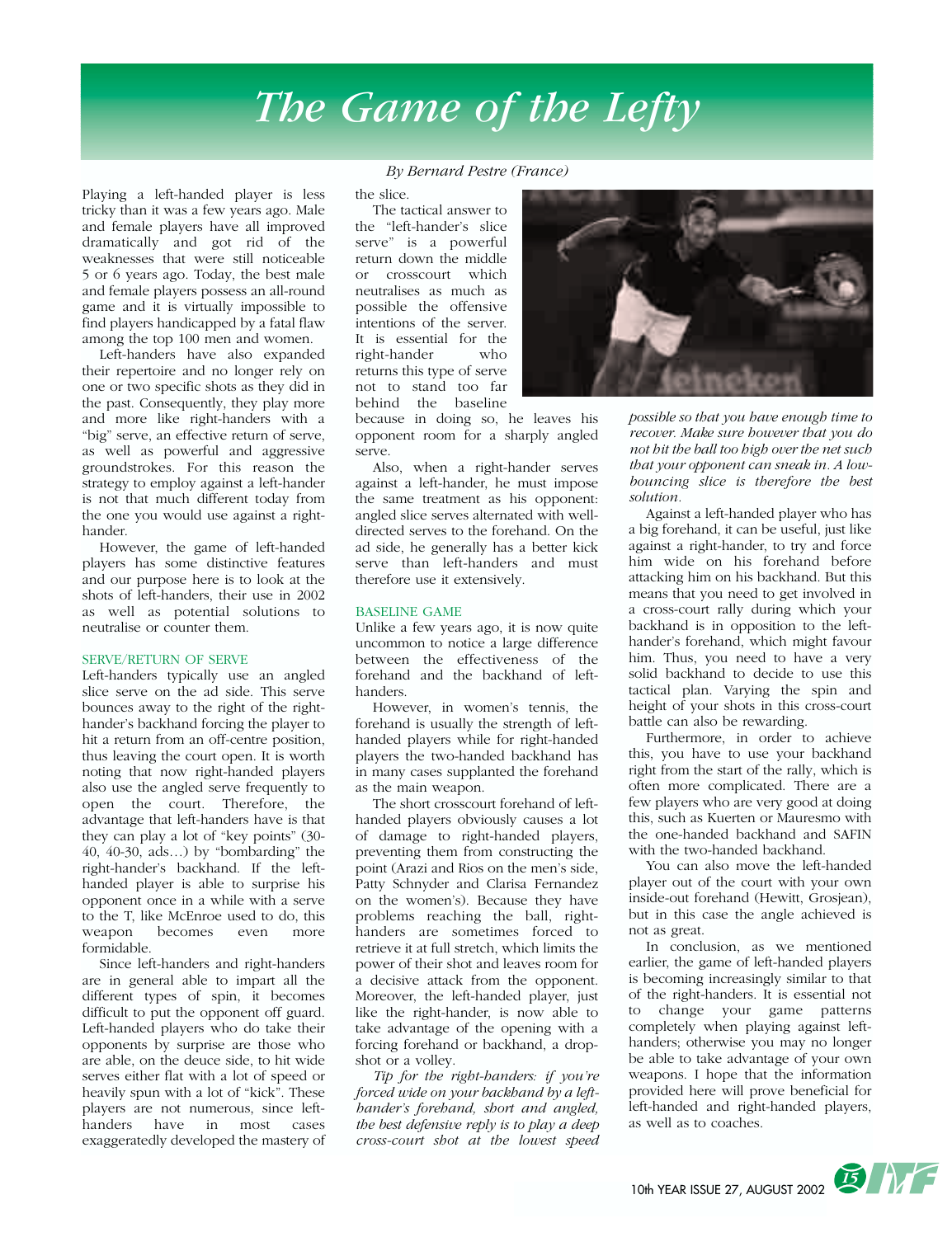# The Game of the Lefty

*By Bernard Pestre (France)*

Playing a left-handed player is less tricky than it was a few years ago. Male and female players have all improved dramatically and got rid of the weaknesses that were still noticeable 5 or 6 years ago. Today, the best male and female players possess an all-round game and it is virtually impossible to find players handicapped by a fatal flaw among the top 100 men and women.

Left-handers have also expanded their repertoire and no longer rely on one or two specific shots as they did in the past. Consequently, they play more and more like right-handers with a "big" serve, an effective return of serve, as well as powerful and aggressive groundstrokes. For this reason the strategy to employ against a left-hander is not that much different today from the one you would use against a right-hander.

However, the game of left-handed players has some distinctive features and our purpose here is to look at the shots of left-handers, their use in 2002 as well as potential solutions to neutralise or counter them.

## SERVE/RETURN OF SERVE

Left-handers typically use an angled slice serve on the ad side. This serve bounces away to the right of the right-hander's backhand forcing the player to hit a return from an off-centre position, thus leaving the court open. It is worth noting that now right-handed players also use the angled serve frequently to open the court. Therefore, the advantage that left-handers have is that they can play a lot of "key points" (30-40, 40-30, ads…) by "bombarding" the right-hander's backhand. If the left-handed player is able to surprise his opponent once in a while with a serve to the T, like McEnroe used to do, this weapon becomes even more formidable.

Since left-handers and right-handers are in general able to impart all the different types of spin, it becomes difficult to put the opponent off guard. Left-handed players who do take their opponents by surprise are those who are able, on the deuce side, to hit wide serves either flat with a lot of speed or heavily spun with a lot of "kick". These players are not numerous, since left-handers have in most cases exaggeratedly developed the mastery of the slice.

The tactical answer to the "left-hander's slice serve" is a powerful return down the middle or crosscourt which neutralises as much as possible the offensive intentions of the server. It is essential for the right-hander who returns this type of serve not to stand too far behind the baseline because in doing so, he leaves his opponent room for a sharply angled serve.

Also, when a right-hander serves against a left-hander, he must impose the same treatment as his opponent: angled slice serves alternated with well-directed serves to the forehand. On the ad side, he generally has a better kick serve than left-handers and must therefore use it extensively.

## BASELINE GAME

Unlike a few years ago, it is now quite uncommon to notice a large difference between the effectiveness of the forehand and the backhand of left-handers.

However, in women's tennis, the forehand is usually the strength of left-handed players while for right-handed players the two-handed backhand has in many cases supplanted the forehand as the main weapon.

The short crosscourt forehand of left-handed players obviously causes a lot of damage to right-handed players, preventing them from constructing the point (Arazi and Rios on the men's side, Patty Schnyder and Clarisa Fernandez on the women's). Because they have problems reaching the ball, right-handers are sometimes forced to retrieve it at full stretch, which limits the power of their shot and leaves room for a decisive attack from the opponent. Moreover, the left-handed player, just like the right-hander, is now able to take advantage of the opening with a forcing forehand or backhand, a drop-shot or a volley.

*Tip for the right-handers: if you're forced wide on your backhand by a left-hander's forehand, short and angled, the best defensive reply is to play a deep cross-court shot at the lowest speed possible so that you have enough time to recover. Make sure however that you do not hit the ball too high over the net such that your opponent can sneak in. A low-bouncing slice is therefore the best solution.*

Against a left-handed player who has a big forehand, it can be useful, just like against a right-hander, to try and force him wide on his forehand before attacking him on his backhand. But this means that you need to get involved in a cross-court rally during which your backhand is in opposition to the left-hander's forehand, which might favour him. Thus, you need to have a very solid backhand to decide to use this tactical plan. Varying the spin and height of your shots in this cross-court battle can also be rewarding.

Furthermore, in order to achieve this, you have to use your backhand right from the start of the rally, which is often more complicated. There are a few players who are very good at doing this, such as Kuerten or Mauresmo with the one-handed backhand and SAFIN with the two-handed backhand.

You can also move the left-handed player out of the court with your own inside-out forehand (Hewitt, Grosjean), but in this case the angle achieved is not as great.

In conclusion, as we mentioned earlier, the game of left-handed players is becoming increasingly similar to that of the right-handers. It is essential not to change your game patterns completely when playing against left-handers; otherwise you may no longer be able to take advantage of your own weapons. I hope that the information provided here will prove beneficial for left-handed and right-handed players, as well as to coaches.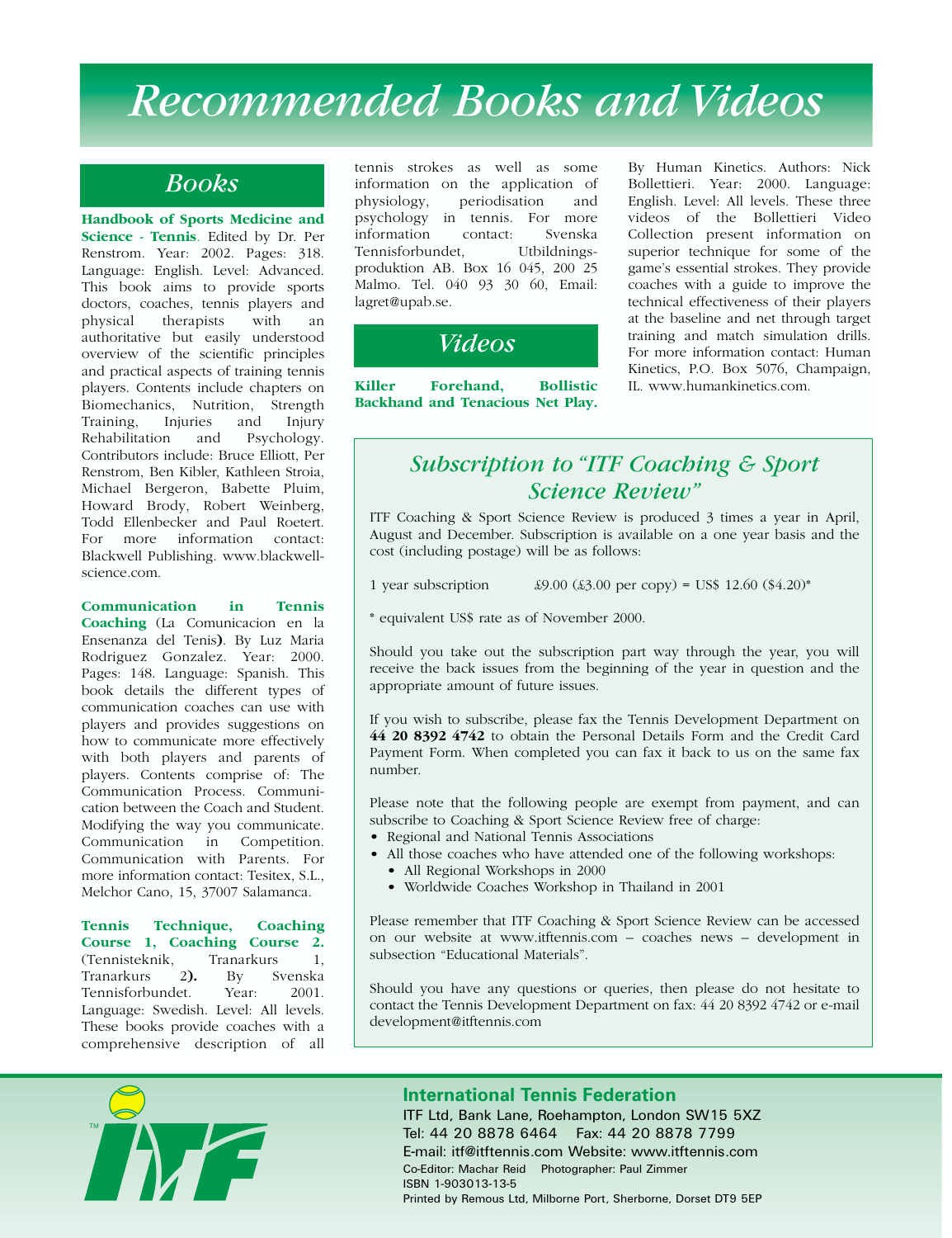# Recommended Books and Videos

## Books

**Handbook of Sports Medicine and Science - Tennis**. Edited by Dr. Per Renstrom. Year: 2002. Pages: 318. Language: English. Level: Advanced. This book aims to provide sports doctors, coaches, tennis players and physical therapists with an authoritative but easily understood overview of the scientific principles and practical aspects of training tennis players. Contents include chapters on Biomechanics, Nutrition, Strength Training, Injuries and Injury Rehabilitation and Psychology. Contributors include: Bruce Elliott, Per Renstrom, Ben Kibler, Kathleen Stroia, Michael Bergeron, Babette Pluim, Howard Brody, Robert Weinberg, Todd Ellenbecker and Paul Roetert. For more information contact: Blackwell Publishing. www.blackwell-science.com.

**Communication in Tennis Coaching** (La Comunicacion en la Ensenanza del Tenis**)**. By Luz Maria Rodriguez Gonzalez. Year: 2000. Pages: 148. Language: Spanish. This book details the different types of communication coaches can use with players and provides suggestions on how to communicate more effectively with both players and parents of players. Contents comprise of: The Communication Process. Communication between the Coach and Student. Modifying the way you communicate. Communication in Competition. Communication with Parents. For more information contact: Tesitex, S.L., Melchor Cano, 15, 37007 Salamanca.

**Tennis Technique, Coaching Course 1, Coaching Course 2.** (Tennisteknik, Tranarkurs 1, Tranarkurs 2**).** By Svenska Tennisforbundet. Year: 2001. Language: Swedish. Level: All levels. These books provide coaches with a comprehensive description of all tennis strokes as well as some information on the application of physiology, periodisation and psychology in tennis. For more information contact: Svenska Tennisforbundet, Utbildnings-produktion AB. Box 16 045, 200 25 Malmo. Tel. 040 93 30 60, Email: lagret@upab.se.

## Videos

**Killer Forehand, Bollistic Backhand and Tenacious Net Play.** By Human Kinetics. Authors: Nick Bollettieri. Year: 2000. Language: English. Level: All levels. These three videos of the Bollettieri Video Collection present information on superior technique for some of the game's essential strokes. They provide coaches with a guide to improve the technical effectiveness of their players at the baseline and net through target training and match simulation drills. For more information contact: Human Kinetics, P.O. Box 5076, Champaign, IL. www.humankinetics.com.

## Subscription to "ITF Coaching & Sport Science Review"

ITF Coaching & Sport Science Review is produced 3 times a year in April, August and December. Subscription is available on a one year basis and the cost (including postage) will be as follows:

1 year subscription £9.00 (£3.00 per copy) = US$ 12.60 ($4.20)*

* equivalent US$ rate as of November 2000.

Should you take out the subscription part way through the year, you will receive the back issues from the beginning of the year in question and the appropriate amount of future issues.

If you wish to subscribe, please fax the Tennis Development Department on **44 20 8392 4742** to obtain the Personal Details Form and the Credit Card Payment Form. When completed you can fax it back to us on the same fax number.

Please note that the following people are exempt from payment, and can subscribe to Coaching & Sport Science Review free of charge:

- Regional and National Tennis Associations
- All those coaches who have attended one of the following workshops:
  - All Regional Workshops in 2000
  - Worldwide Coaches Workshop in Thailand in 2001

Please remember that ITF Coaching & Sport Science Review can be accessed on our website at www.itftennis.com – coaches news – development in subsection "Educational Materials".

Should you have any questions or queries, then please do not hesitate to contact the Tennis Development Department on fax: 44 20 8392 4742 or e-mail development@itftennis.com

**International Tennis Federation**

ITF Ltd, Bank Lane, Roehampton, London SW15 5XZ
Tel: 44 20 8878 6464 Fax: 44 20 8878 7799
E-mail: itf@itftennis.com Website: www.itftennis.com
Co-Editor: Machar Reid Photographer: Paul Zimmer
ISBN 1-903013-13-5
Printed by Remous Ltd, Milborne Port, Sherborne, Dorset DT9 5EP